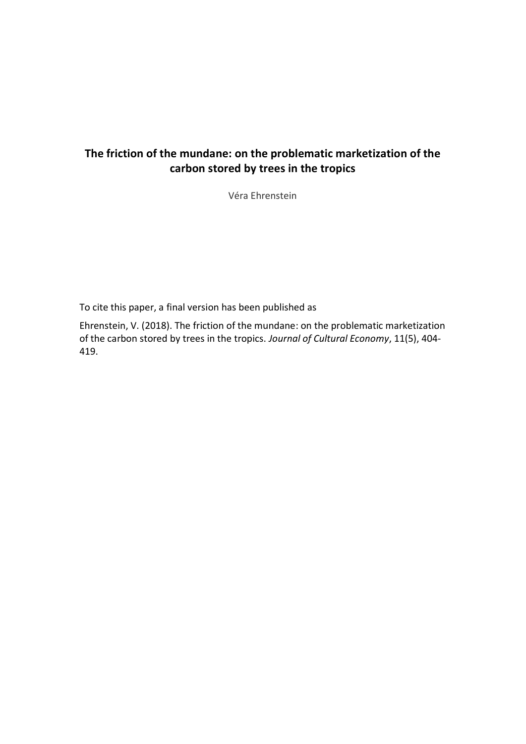# The friction of the mundane: on the problematic marketization of the carbon stored by trees in the tropics

Véra Ehrenstein

To cite this paper, a final version has been published as

Ehrenstein, V. (2018). The friction of the mundane: on the problematic marketization of the carbon stored by trees in the tropics. *Journal of Cultural Economy*, 11(5), 404-419.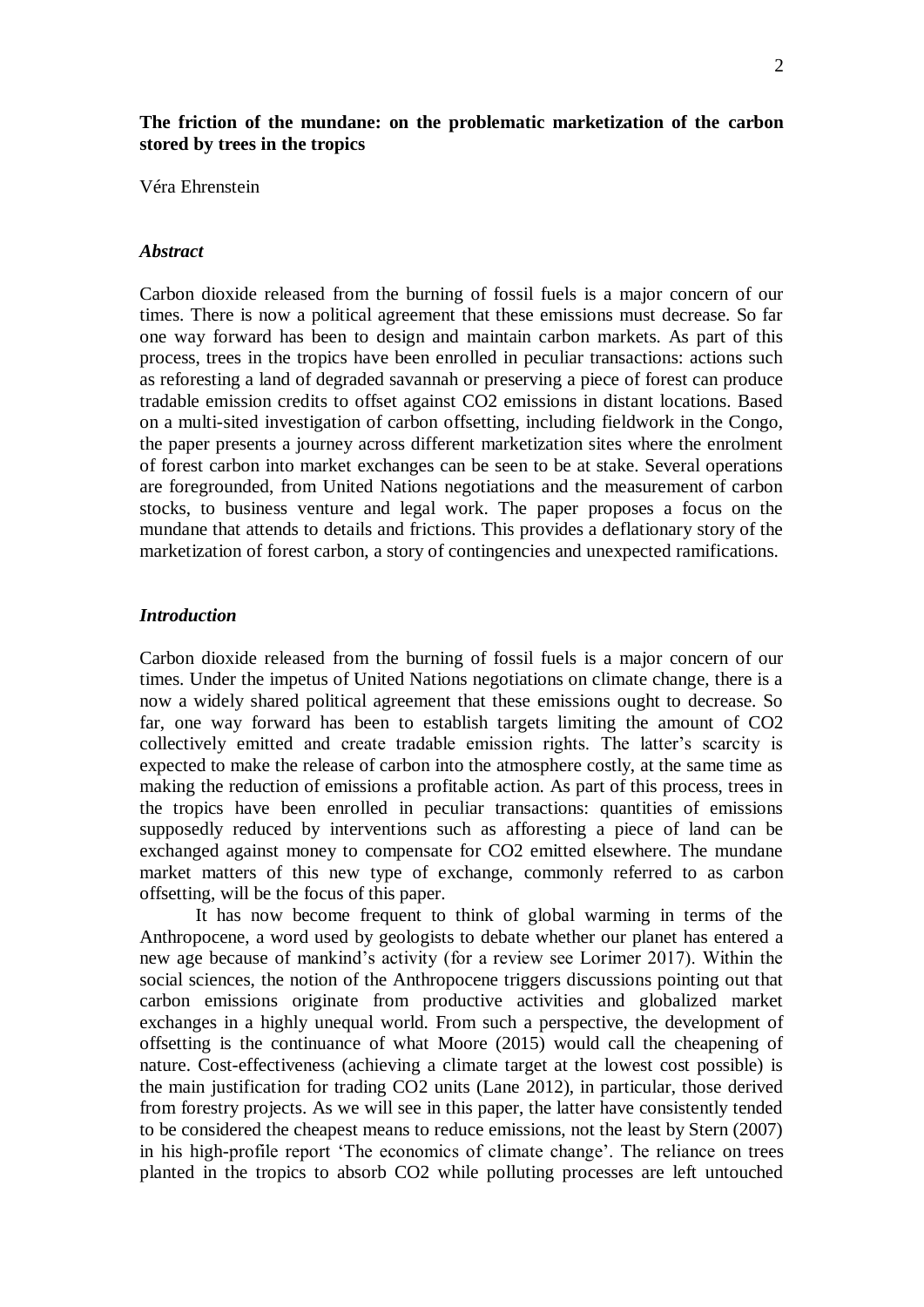**The friction of the mundane: on the problematic marketization of the carbon stored by trees in the tropics**

Véra Ehrenstein

### *Abstract*

Carbon dioxide released from the burning of fossil fuels is a major concern of our times. There is now a political agreement that these emissions must decrease. So far one way forward has been to design and maintain carbon markets. As part of this process, trees in the tropics have been enrolled in peculiar transactions: actions such as reforesting a land of degraded savannah or preserving a piece of forest can produce tradable emission credits to offset against $CO_2$ emissions in distant locations. Based on a multi-sited investigation of carbon offsetting, including fieldwork in the Congo, the paper presents a journey across different marketization sites where the enrolment of forest carbon into market exchanges can be seen to be at stake. Several operations are foregrounded, from United Nations negotiations and the measurement of carbon stocks, to business venture and legal work. The paper proposes a focus on the mundane that attends to details and frictions. This provides a deflationary story of the marketization of forest carbon, a story of contingencies and unexpected ramifications.

### *Introduction*

Carbon dioxide released from the burning of fossil fuels is a major concern of our times. Under the impetus of United Nations negotiations on climate change, there is a now a widely shared political agreement that these emissions ought to decrease. So far, one way forward has been to establish targets limiting the amount of $CO_2$ collectively emitted and create tradable emission rights. The latter's scarcity is expected to make the release of carbon into the atmosphere costly, at the same time as making the reduction of emissions a profitable action. As part of this process, trees in the tropics have been enrolled in peculiar transactions: quantities of emissions supposedly reduced by interventions such as afforesting a piece of land can be exchanged against money to compensate for $CO_2$ emitted elsewhere. The mundane market matters of this new type of exchange, commonly referred to as carbon offsetting, will be the focus of this paper.

It has now become frequent to think of global warming in terms of the Anthropocene, a word used by geologists to debate whether our planet has entered a new age because of mankind's activity (for a review see Lorimer 2017). Within the social sciences, the notion of the Anthropocene triggers discussions pointing out that carbon emissions originate from productive activities and globalized market exchanges in a highly unequal world. From such a perspective, the development of offsetting is the continuance of what Moore (2015) would call the cheapening of nature. Cost-effectiveness (achieving a climate target at the lowest cost possible) is the main justification for trading $CO_2$ units (Lane 2012), in particular, those derived from forestry projects. As we will see in this paper, the latter have consistently tended to be considered the cheapest means to reduce emissions, not the least by Stern (2007) in his high-profile report 'The economics of climate change'. The reliance on trees planted in the tropics to absorb $CO_2$ while polluting processes are left untouched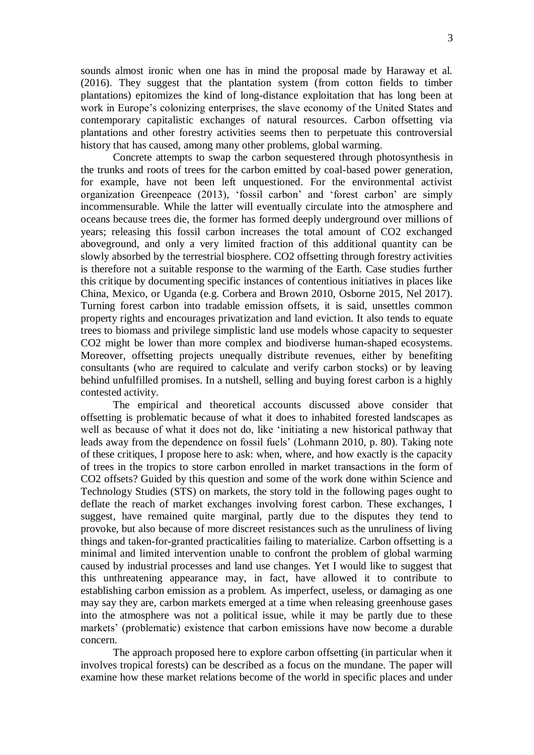sounds almost ironic when one has in mind the proposal made by Haraway et al. (2016). They suggest that the plantation system (from cotton fields to timber plantations) epitomizes the kind of long-distance exploitation that has long been at work in Europe's colonizing enterprises, the slave economy of the United States and contemporary capitalistic exchanges of natural resources. Carbon offsetting via plantations and other forestry activities seems then to perpetuate this controversial history that has caused, among many other problems, global warming.

Concrete attempts to swap the carbon sequestered through photosynthesis in the trunks and roots of trees for the carbon emitted by coal-based power generation, for example, have not been left unquestioned. For the environmental activist organization Greenpeace (2013), 'fossil carbon' and 'forest carbon' are simply incommensurable. While the latter will eventually circulate into the atmosphere and oceans because trees die, the former has formed deeply underground over millions of years; releasing this fossil carbon increases the total amount of $CO_2$ exchanged aboveground, and only a very limited fraction of this additional quantity can be slowly absorbed by the terrestrial biosphere. $CO_2$ offsetting through forestry activities is therefore not a suitable response to the warming of the Earth. Case studies further this critique by documenting specific instances of contentious initiatives in places like China, Mexico, or Uganda (e.g. Corbera and Brown 2010, Osborne 2015, Nel 2017). Turning forest carbon into tradable emission offsets, it is said, unsettles common property rights and encourages privatization and land eviction. It also tends to equate trees to biomass and privilege simplistic land use models whose capacity to sequester $CO_2$ might be lower than more complex and biodiverse human-shaped ecosystems. Moreover, offsetting projects unequally distribute revenues, either by benefiting consultants (who are required to calculate and verify carbon stocks) or by leaving behind unfulfilled promises. In a nutshell, selling and buying forest carbon is a highly contested activity.

The empirical and theoretical accounts discussed above consider that offsetting is problematic because of what it does to inhabited forested landscapes as well as because of what it does not do, like 'initiating a new historical pathway that leads away from the dependence on fossil fuels' (Lohmann 2010, p. 80). Taking note of these critiques, I propose here to ask: when, where, and how exactly is the capacity of trees in the tropics to store carbon enrolled in market transactions in the form of $CO_2$ offsets? Guided by this question and some of the work done within Science and Technology Studies (STS) on markets, the story told in the following pages ought to deflate the reach of market exchanges involving forest carbon. These exchanges, I suggest, have remained quite marginal, partly due to the disputes they tend to provoke, but also because of more discreet resistances such as the unruliness of living things and taken-for-granted practicalities failing to materialize. Carbon offsetting is a minimal and limited intervention unable to confront the problem of global warming caused by industrial processes and land use changes. Yet I would like to suggest that this unthreatening appearance may, in fact, have allowed it to contribute to establishing carbon emission as a problem. As imperfect, useless, or damaging as one may say they are, carbon markets emerged at a time when releasing greenhouse gases into the atmosphere was not a political issue, while it may be partly due to these markets' (problematic) existence that carbon emissions have now become a durable concern.

The approach proposed here to explore carbon offsetting (in particular when it involves tropical forests) can be described as a focus on the mundane. The paper will examine how these market relations become of the world in specific places and under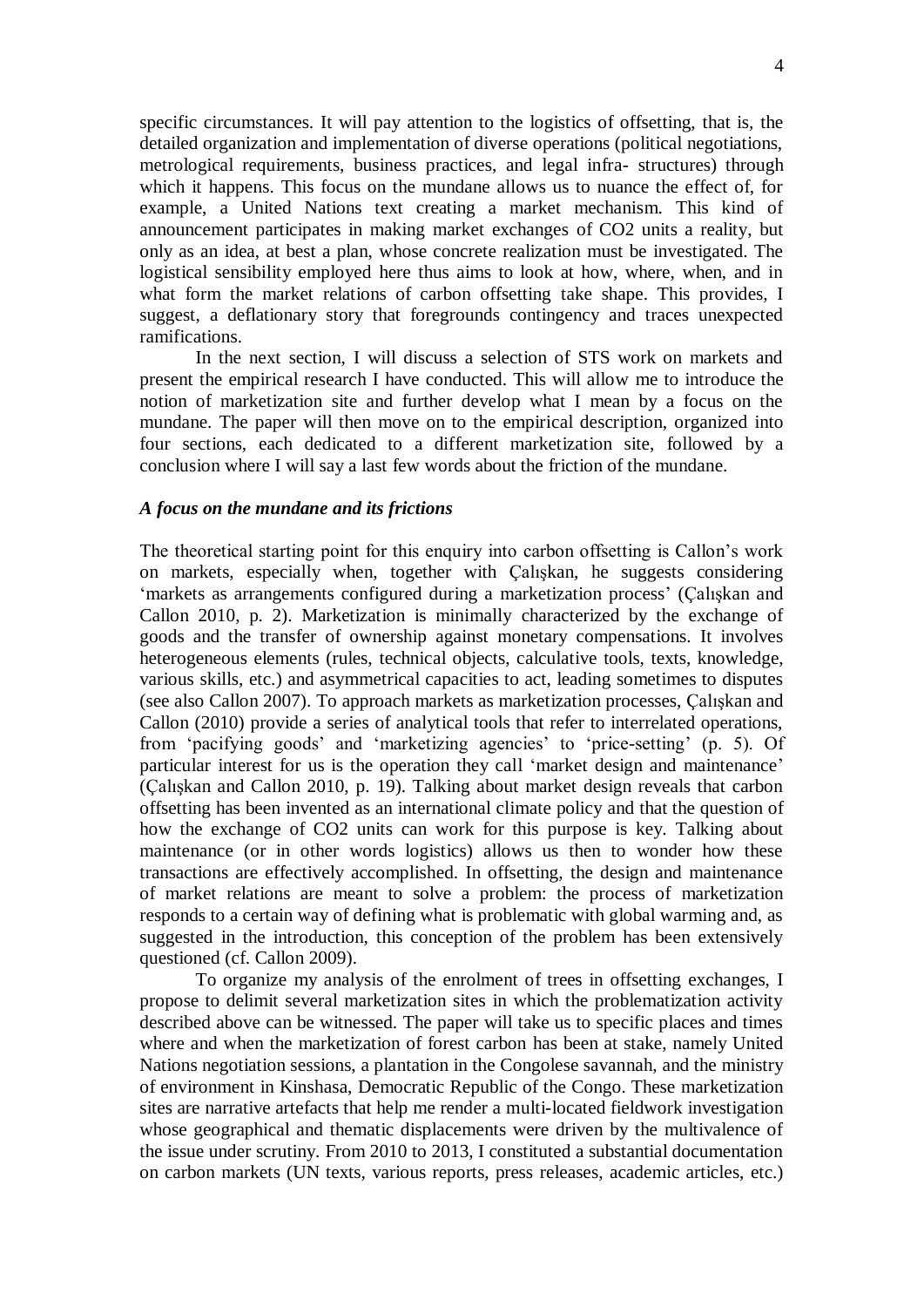specific circumstances. It will pay attention to the logistics of offsetting, that is, the detailed organization and implementation of diverse operations (political negotiations, metrological requirements, business practices, and legal infra- structures) through which it happens. This focus on the mundane allows us to nuance the effect of, for example, a United Nations text creating a market mechanism. This kind of announcement participates in making market exchanges of CO2 units a reality, but only as an idea, at best a plan, whose concrete realization must be investigated. The logistical sensibility employed here thus aims to look at how, where, when, and in what form the market relations of carbon offsetting take shape. This provides, I suggest, a deflationary story that foregrounds contingency and traces unexpected ramifications.

In the next section, I will discuss a selection of STS work on markets and present the empirical research I have conducted. This will allow me to introduce the notion of marketization site and further develop what I mean by a focus on the mundane. The paper will then move on to the empirical description, organized into four sections, each dedicated to a different marketization site, followed by a conclusion where I will say a last few words about the friction of the mundane.

### *A focus on the mundane and its frictions*

The theoretical starting point for this enquiry into carbon offsetting is Callon's work on markets, especially when, together with Çalışkan, he suggests considering 'markets as arrangements configured during a marketization process' (Çalışkan and Callon 2010, p. 2). Marketization is minimally characterized by the exchange of goods and the transfer of ownership against monetary compensations. It involves heterogeneous elements (rules, technical objects, calculative tools, texts, knowledge, various skills, etc.) and asymmetrical capacities to act, leading sometimes to disputes (see also Callon 2007). To approach markets as marketization processes, Çalışkan and Callon (2010) provide a series of analytical tools that refer to interrelated operations, from 'pacifying goods' and 'marketizing agencies' to 'price-setting' (p. 5). Of particular interest for us is the operation they call 'market design and maintenance' (Çalışkan and Callon 2010, p. 19). Talking about market design reveals that carbon offsetting has been invented as an international climate policy and that the question of how the exchange of CO2 units can work for this purpose is key. Talking about maintenance (or in other words logistics) allows us then to wonder how these transactions are effectively accomplished. In offsetting, the design and maintenance of market relations are meant to solve a problem: the process of marketization responds to a certain way of defining what is problematic with global warming and, as suggested in the introduction, this conception of the problem has been extensively questioned (cf. Callon 2009).

To organize my analysis of the enrolment of trees in offsetting exchanges, I propose to delimit several marketization sites in which the problematization activity described above can be witnessed. The paper will take us to specific places and times where and when the marketization of forest carbon has been at stake, namely United Nations negotiation sessions, a plantation in the Congolese savannah, and the ministry of environment in Kinshasa, Democratic Republic of the Congo. These marketization sites are narrative artefacts that help me render a multi-located fieldwork investigation whose geographical and thematic displacements were driven by the multivalence of the issue under scrutiny. From 2010 to 2013, I constituted a substantial documentation on carbon markets (UN texts, various reports, press releases, academic articles, etc.)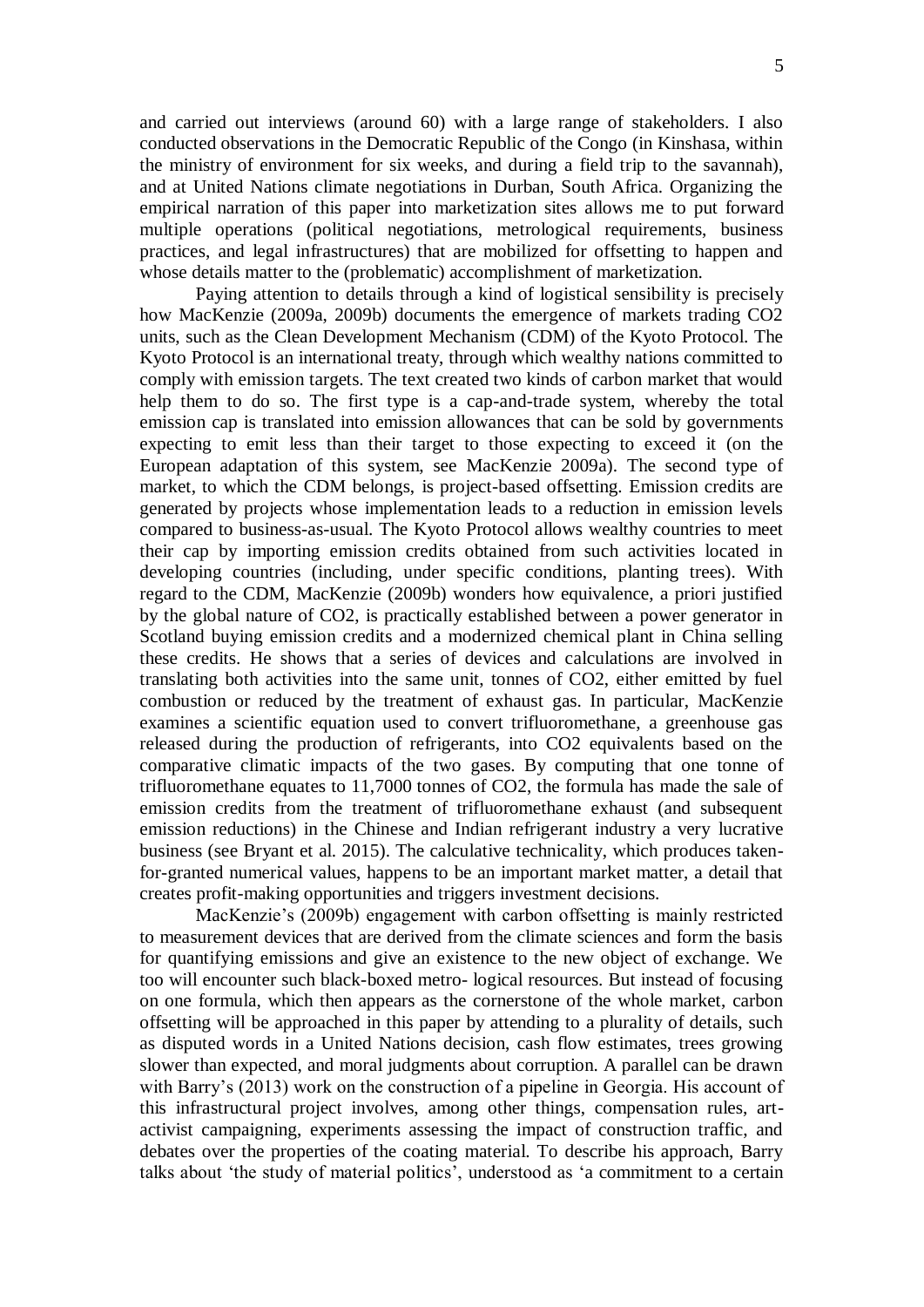and carried out interviews (around 60) with a large range of stakeholders. I also conducted observations in the Democratic Republic of the Congo (in Kinshasa, within the ministry of environment for six weeks, and during a field trip to the savannah), and at United Nations climate negotiations in Durban, South Africa. Organizing the empirical narration of this paper into marketization sites allows me to put forward multiple operations (political negotiations, metrological requirements, business practices, and legal infrastructures) that are mobilized for offsetting to happen and whose details matter to the (problematic) accomplishment of marketization.

Paying attention to details through a kind of logistical sensibility is precisely how MacKenzie (2009a, 2009b) documents the emergence of markets trading $CO_2$ units, such as the Clean Development Mechanism (CDM) of the Kyoto Protocol. The Kyoto Protocol is an international treaty, through which wealthy nations committed to comply with emission targets. The text created two kinds of carbon market that would help them to do so. The first type is a cap-and-trade system, whereby the total emission cap is translated into emission allowances that can be sold by governments expecting to emit less than their target to those expecting to exceed it (on the European adaptation of this system, see MacKenzie 2009a). The second type of market, to which the CDM belongs, is project-based offsetting. Emission credits are generated by projects whose implementation leads to a reduction in emission levels compared to business-as-usual. The Kyoto Protocol allows wealthy countries to meet their cap by importing emission credits obtained from such activities located in developing countries (including, under specific conditions, planting trees). With regard to the CDM, MacKenzie (2009b) wonders how equivalence, a priori justified by the global nature of $CO_2$, is practically established between a power generator in Scotland buying emission credits and a modernized chemical plant in China selling these credits. He shows that a series of devices and calculations are involved in translating both activities into the same unit, tonnes of $CO_2$, either emitted by fuel combustion or reduced by the treatment of exhaust gas. In particular, MacKenzie examines a scientific equation used to convert trifluoromethane, a greenhouse gas released during the production of refrigerants, into $CO_2$ equivalents based on the comparative climatic impacts of the two gases. By computing that one tonne of trifluoromethane equates to 11,7000 tonnes of $CO_2$, the formula has made the sale of emission credits from the treatment of trifluoromethane exhaust (and subsequent emission reductions) in the Chinese and Indian refrigerant industry a very lucrative business (see Bryant et al. 2015). The calculative technicality, which produces taken-for-granted numerical values, happens to be an important market matter, a detail that creates profit-making opportunities and triggers investment decisions.

MacKenzie's (2009b) engagement with carbon offsetting is mainly restricted to measurement devices that are derived from the climate sciences and form the basis for quantifying emissions and give an existence to the new object of exchange. We too will encounter such black-boxed metro- logical resources. But instead of focusing on one formula, which then appears as the cornerstone of the whole market, carbon offsetting will be approached in this paper by attending to a plurality of details, such as disputed words in a United Nations decision, cash flow estimates, trees growing slower than expected, and moral judgments about corruption. A parallel can be drawn with Barry's (2013) work on the construction of a pipeline in Georgia. His account of this infrastructural project involves, among other things, compensation rules, art-activist campaigning, experiments assessing the impact of construction traffic, and debates over the properties of the coating material. To describe his approach, Barry talks about 'the study of material politics', understood as 'a commitment to a certain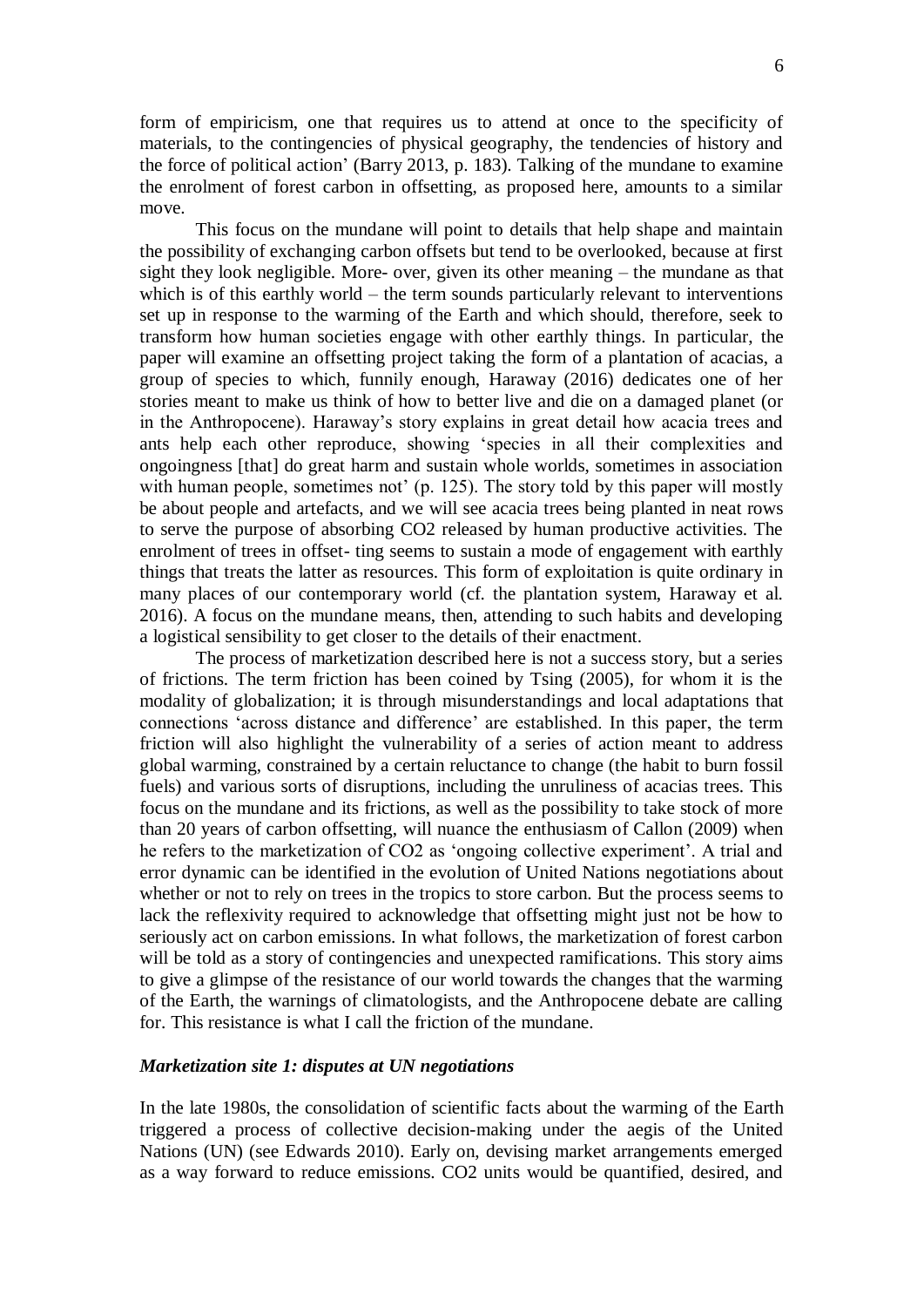form of empiricism, one that requires us to attend at once to the specificity of materials, to the contingencies of physical geography, the tendencies of history and the force of political action' (Barry 2013, p. 183). Talking of the mundane to examine the enrolment of forest carbon in offsetting, as proposed here, amounts to a similar move.

This focus on the mundane will point to details that help shape and maintain the possibility of exchanging carbon offsets but tend to be overlooked, because at first sight they look negligible. More- over, given its other meaning – the mundane as that which is of this earthly world – the term sounds particularly relevant to interventions set up in response to the warming of the Earth and which should, therefore, seek to transform how human societies engage with other earthly things. In particular, the paper will examine an offsetting project taking the form of a plantation of acacias, a group of species to which, funnily enough, Haraway (2016) dedicates one of her stories meant to make us think of how to better live and die on a damaged planet (or in the Anthropocene). Haraway's story explains in great detail how acacia trees and ants help each other reproduce, showing 'species in all their complexities and ongoingness [that] do great harm and sustain whole worlds, sometimes in association with human people, sometimes not' (p. 125). The story told by this paper will mostly be about people and artefacts, and we will see acacia trees being planted in neat rows to serve the purpose of absorbing $CO_2$ released by human productive activities. The enrolment of trees in offset- ting seems to sustain a mode of engagement with earthly things that treats the latter as resources. This form of exploitation is quite ordinary in many places of our contemporary world (cf. the plantation system, Haraway et al. 2016). A focus on the mundane means, then, attending to such habits and developing a logistical sensibility to get closer to the details of their enactment.

The process of marketization described here is not a success story, but a series of frictions. The term friction has been coined by Tsing (2005), for whom it is the modality of globalization; it is through misunderstandings and local adaptations that connections 'across distance and difference' are established. In this paper, the term friction will also highlight the vulnerability of a series of action meant to address global warming, constrained by a certain reluctance to change (the habit to burn fossil fuels) and various sorts of disruptions, including the unruliness of acacias trees. This focus on the mundane and its frictions, as well as the possibility to take stock of more than 20 years of carbon offsetting, will nuance the enthusiasm of Callon (2009) when he refers to the marketization of $CO_2$ as 'ongoing collective experiment'. A trial and error dynamic can be identified in the evolution of United Nations negotiations about whether or not to rely on trees in the tropics to store carbon. But the process seems to lack the reflexivity required to acknowledge that offsetting might just not be how to seriously act on carbon emissions. In what follows, the marketization of forest carbon will be told as a story of contingencies and unexpected ramifications. This story aims to give a glimpse of the resistance of our world towards the changes that the warming of the Earth, the warnings of climatologists, and the Anthropocene debate are calling for. This resistance is what I call the friction of the mundane.

### *Marketization site 1: disputes at UN negotiations*

In the late 1980s, the consolidation of scientific facts about the warming of the Earth triggered a process of collective decision-making under the aegis of the United Nations (UN) (see Edwards 2010). Early on, devising market arrangements emerged as a way forward to reduce emissions. $CO_2$ units would be quantified, desired, and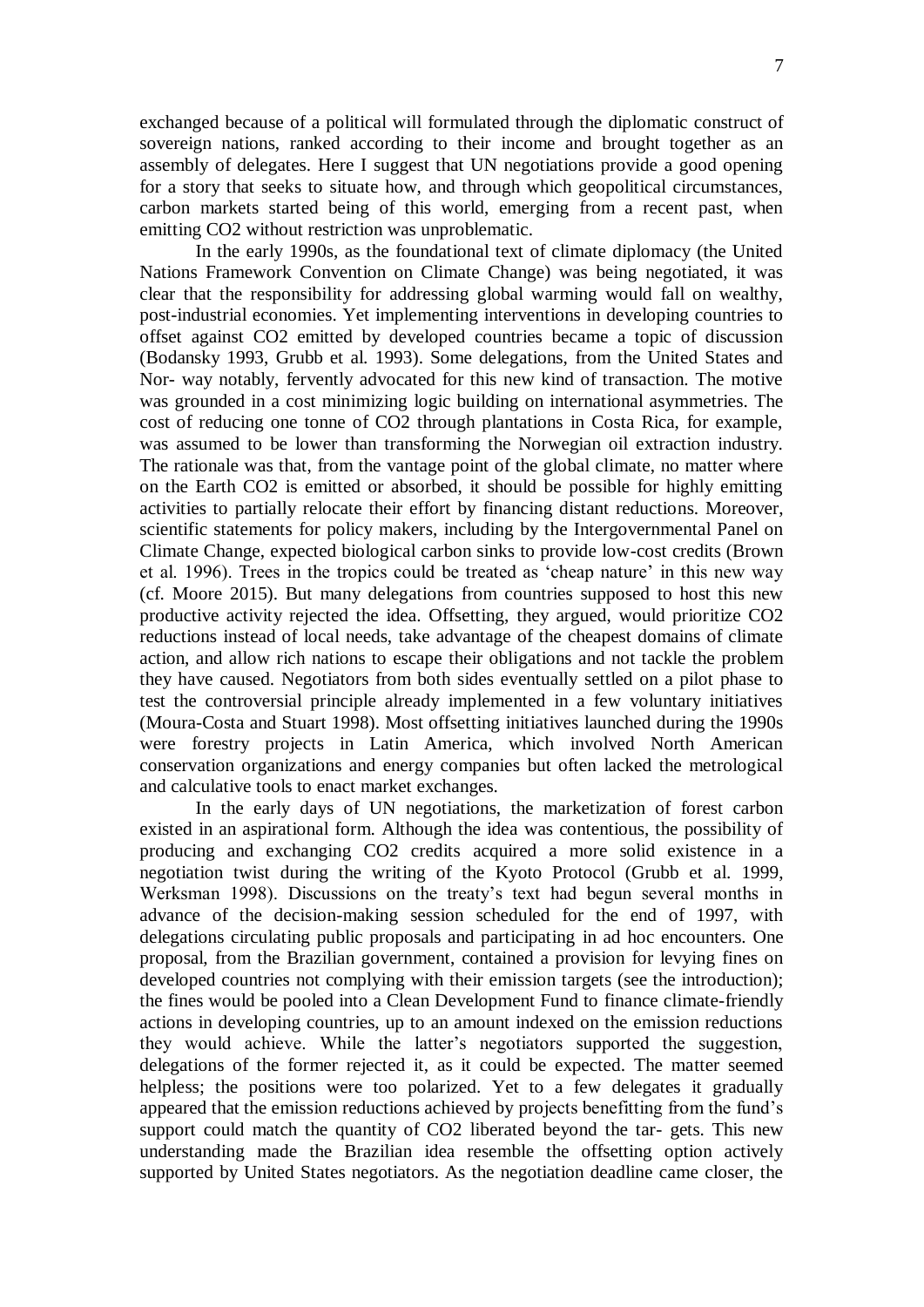exchanged because of a political will formulated through the diplomatic construct of sovereign nations, ranked according to their income and brought together as an assembly of delegates. Here I suggest that UN negotiations provide a good opening for a story that seeks to situate how, and through which geopolitical circumstances, carbon markets started being of this world, emerging from a recent past, when emitting $CO_2$ without restriction was unproblematic.

In the early 1990s, as the foundational text of climate diplomacy (the United Nations Framework Convention on Climate Change) was being negotiated, it was clear that the responsibility for addressing global warming would fall on wealthy, post-industrial economies. Yet implementing interventions in developing countries to offset against $CO_2$ emitted by developed countries became a topic of discussion (Bodansky 1993, Grubb et al. 1993). Some delegations, from the United States and Nor- way notably, fervently advocated for this new kind of transaction. The motive was grounded in a cost minimizing logic building on international asymmetries. The cost of reducing one tonne of $CO_2$ through plantations in Costa Rica, for example, was assumed to be lower than transforming the Norwegian oil extraction industry. The rationale was that, from the vantage point of the global climate, no matter where on the Earth $CO_2$ is emitted or absorbed, it should be possible for highly emitting activities to partially relocate their effort by financing distant reductions. Moreover, scientific statements for policy makers, including by the Intergovernmental Panel on Climate Change, expected biological carbon sinks to provide low-cost credits (Brown et al. 1996). Trees in the tropics could be treated as 'cheap nature' in this new way (cf. Moore 2015). But many delegations from countries supposed to host this new productive activity rejected the idea. Offsetting, they argued, would prioritize $CO_2$ reductions instead of local needs, take advantage of the cheapest domains of climate action, and allow rich nations to escape their obligations and not tackle the problem they have caused. Negotiators from both sides eventually settled on a pilot phase to test the controversial principle already implemented in a few voluntary initiatives (Moura-Costa and Stuart 1998). Most offsetting initiatives launched during the 1990s were forestry projects in Latin America, which involved North American conservation organizations and energy companies but often lacked the metrological and calculative tools to enact market exchanges.

In the early days of UN negotiations, the marketization of forest carbon existed in an aspirational form. Although the idea was contentious, the possibility of producing and exchanging $CO_2$ credits acquired a more solid existence in a negotiation twist during the writing of the Kyoto Protocol (Grubb et al. 1999, Werksman 1998). Discussions on the treaty's text had begun several months in advance of the decision-making session scheduled for the end of 1997, with delegations circulating public proposals and participating in ad hoc encounters. One proposal, from the Brazilian government, contained a provision for levying fines on developed countries not complying with their emission targets (see the introduction); the fines would be pooled into a Clean Development Fund to finance climate-friendly actions in developing countries, up to an amount indexed on the emission reductions they would achieve. While the latter's negotiators supported the suggestion, delegations of the former rejected it, as it could be expected. The matter seemed helpless; the positions were too polarized. Yet to a few delegates it gradually appeared that the emission reductions achieved by projects benefitting from the fund's support could match the quantity of $CO_2$ liberated beyond the tar- gets. This new understanding made the Brazilian idea resemble the offsetting option actively supported by United States negotiators. As the negotiation deadline came closer, the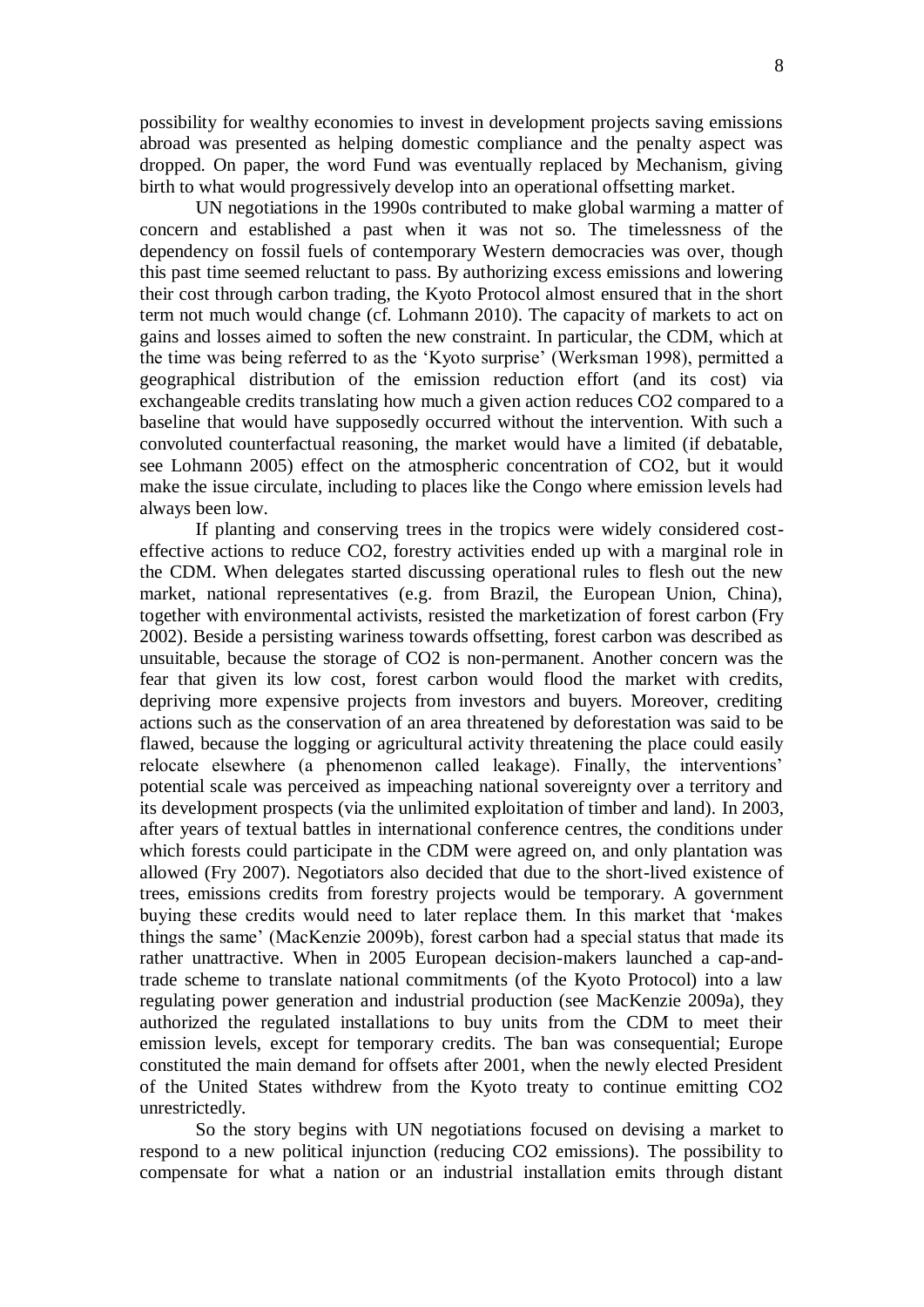possibility for wealthy economies to invest in development projects saving emissions abroad was presented as helping domestic compliance and the penalty aspect was dropped. On paper, the word Fund was eventually replaced by Mechanism, giving birth to what would progressively develop into an operational offsetting market.

UN negotiations in the 1990s contributed to make global warming a matter of concern and established a past when it was not so. The timelessness of the dependency on fossil fuels of contemporary Western democracies was over, though this past time seemed reluctant to pass. By authorizing excess emissions and lowering their cost through carbon trading, the Kyoto Protocol almost ensured that in the short term not much would change (cf. Lohmann 2010). The capacity of markets to act on gains and losses aimed to soften the new constraint. In particular, the CDM, which at the time was being referred to as the 'Kyoto surprise' (Werksman 1998), permitted a geographical distribution of the emission reduction effort (and its cost) via exchangeable credits translating how much a given action reduces $CO_2$ compared to a baseline that would have supposedly occurred without the intervention. With such a convoluted counterfactual reasoning, the market would have a limited (if debatable, see Lohmann 2005) effect on the atmospheric concentration of $CO_2$, but it would make the issue circulate, including to places like the Congo where emission levels had always been low.

If planting and conserving trees in the tropics were widely considered cost-effective actions to reduce $CO_2$, forestry activities ended up with a marginal role in the CDM. When delegates started discussing operational rules to flesh out the new market, national representatives (e.g. from Brazil, the European Union, China), together with environmental activists, resisted the marketization of forest carbon (Fry 2002). Beside a persisting wariness towards offsetting, forest carbon was described as unsuitable, because the storage of $CO_2$ is non-permanent. Another concern was the fear that given its low cost, forest carbon would flood the market with credits, depriving more expensive projects from investors and buyers. Moreover, crediting actions such as the conservation of an area threatened by deforestation was said to be flawed, because the logging or agricultural activity threatening the place could easily relocate elsewhere (a phenomenon called leakage). Finally, the interventions' potential scale was perceived as impeaching national sovereignty over a territory and its development prospects (via the unlimited exploitation of timber and land). In 2003, after years of textual battles in international conference centres, the conditions under which forests could participate in the CDM were agreed on, and only plantation was allowed (Fry 2007). Negotiators also decided that due to the short-lived existence of trees, emissions credits from forestry projects would be temporary. A government buying these credits would need to later replace them. In this market that 'makes things the same' (MacKenzie 2009b), forest carbon had a special status that made its rather unattractive. When in 2005 European decision-makers launched a cap-and-trade scheme to translate national commitments (of the Kyoto Protocol) into a law regulating power generation and industrial production (see MacKenzie 2009a), they authorized the regulated installations to buy units from the CDM to meet their emission levels, except for temporary credits. The ban was consequential; Europe constituted the main demand for offsets after 2001, when the newly elected President of the United States withdrew from the Kyoto treaty to continue emitting $CO_2$ unrestrictedly.

So the story begins with UN negotiations focused on devising a market to respond to a new political injunction (reducing $CO_2$ emissions). The possibility to compensate for what a nation or an industrial installation emits through distant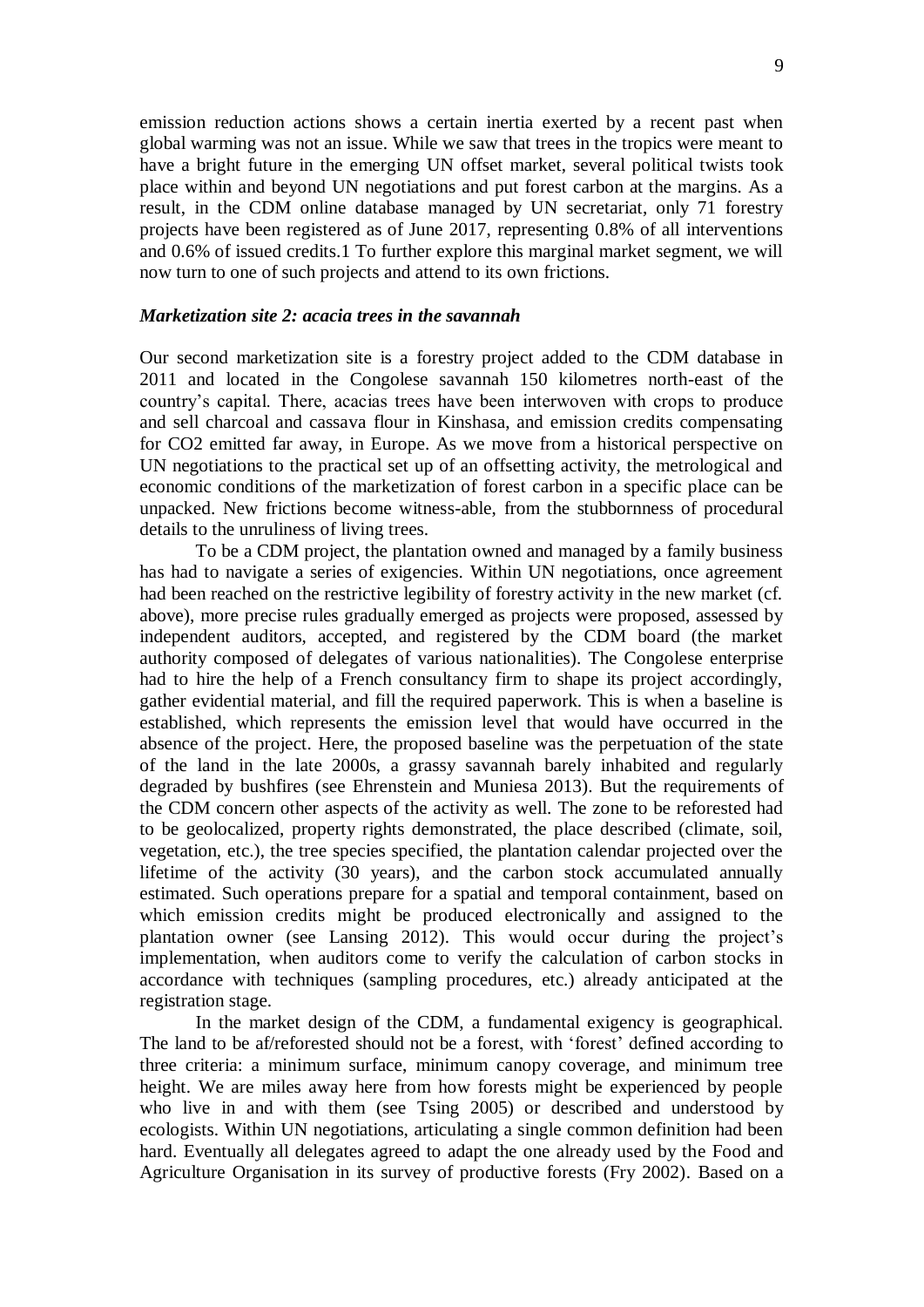emission reduction actions shows a certain inertia exerted by a recent past when global warming was not an issue. While we saw that trees in the tropics were meant to have a bright future in the emerging UN offset market, several political twists took place within and beyond UN negotiations and put forest carbon at the margins. As a result, in the CDM online database managed by UN secretariat, only 71 forestry projects have been registered as of June 2017, representing 0.8% of all interventions and 0.6% of issued credits.[1] To further explore this marginal market segment, we will now turn to one of such projects and attend to its own frictions.

### *Marketization site 2: acacia trees in the savannah*

Our second marketization site is a forestry project added to the CDM database in 2011 and located in the Congolese savannah 150 kilometres north-east of the country's capital. There, acacias trees have been interwoven with crops to produce and sell charcoal and cassava flour in Kinshasa, and emission credits compensating for $CO_2$ emitted far away, in Europe. As we move from a historical perspective on UN negotiations to the practical set up of an offsetting activity, the metrological and economic conditions of the marketization of forest carbon in a specific place can be unpacked. New frictions become witness-able, from the stubbornness of procedural details to the unruliness of living trees.

To be a CDM project, the plantation owned and managed by a family business has had to navigate a series of exigencies. Within UN negotiations, once agreement had been reached on the restrictive legibility of forestry activity in the new market (cf. above), more precise rules gradually emerged as projects were proposed, assessed by independent auditors, accepted, and registered by the CDM board (the market authority composed of delegates of various nationalities). The Congolese enterprise had to hire the help of a French consultancy firm to shape its project accordingly, gather evidential material, and fill the required paperwork. This is when a baseline is established, which represents the emission level that would have occurred in the absence of the project. Here, the proposed baseline was the perpetuation of the state of the land in the late 2000s, a grassy savannah barely inhabited and regularly degraded by bushfires (see Ehrenstein and Muniesa 2013). But the requirements of the CDM concern other aspects of the activity as well. The zone to be reforested had to be geolocalized, property rights demonstrated, the place described (climate, soil, vegetation, etc.), the tree species specified, the plantation calendar projected over the lifetime of the activity (30 years), and the carbon stock accumulated annually estimated. Such operations prepare for a spatial and temporal containment, based on which emission credits might be produced electronically and assigned to the plantation owner (see Lansing 2012). This would occur during the project's implementation, when auditors come to verify the calculation of carbon stocks in accordance with techniques (sampling procedures, etc.) already anticipated at the registration stage.

In the market design of the CDM, a fundamental exigency is geographical. The land to be af/reforested should not be a forest, with 'forest' defined according to three criteria: a minimum surface, minimum canopy coverage, and minimum tree height. We are miles away here from how forests might be experienced by people who live in and with them (see Tsing 2005) or described and understood by ecologists. Within UN negotiations, articulating a single common definition had been hard. Eventually all delegates agreed to adapt the one already used by the Food and Agriculture Organisation in its survey of productive forests (Fry 2002). Based on a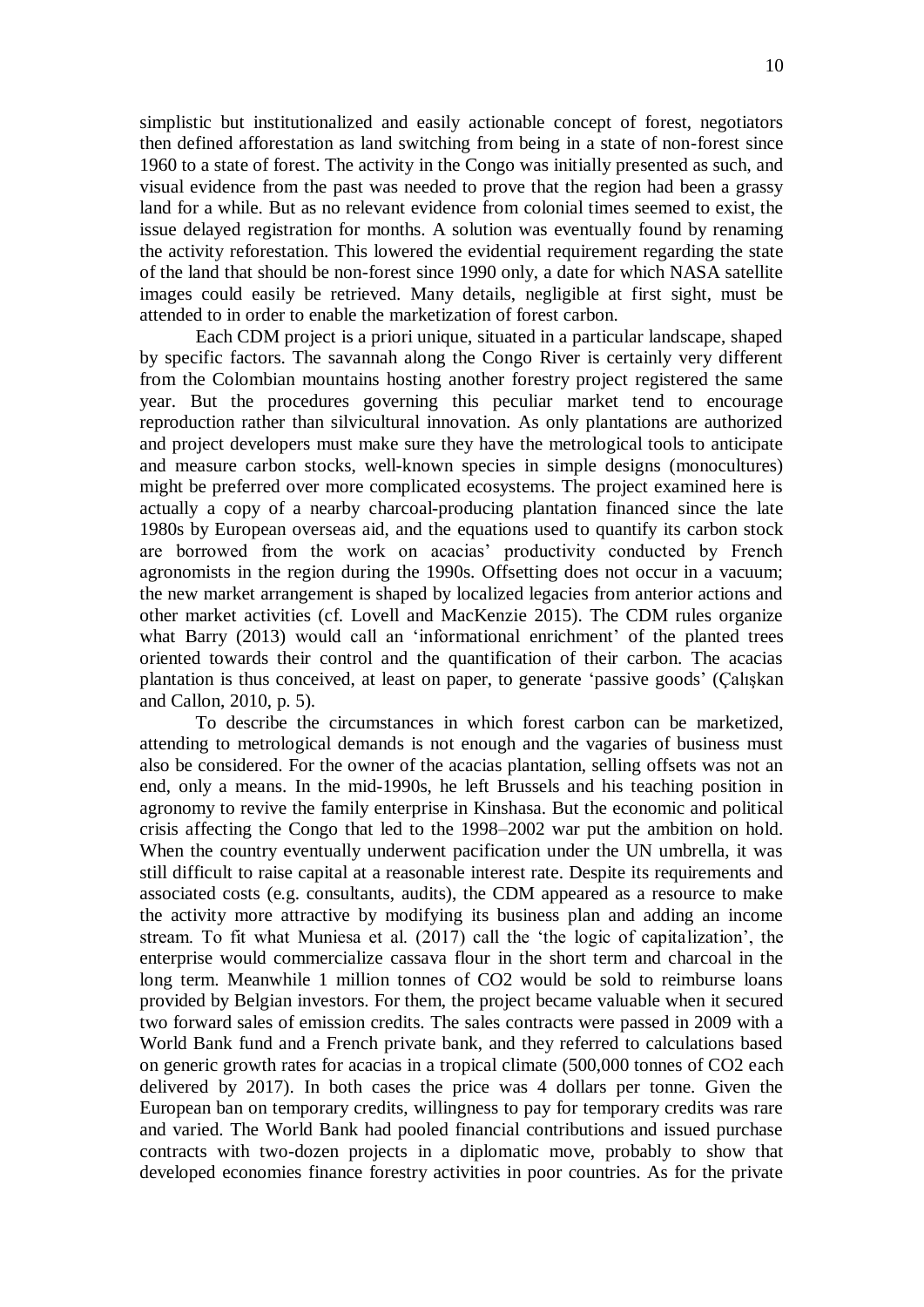simplistic but institutionalized and easily actionable concept of forest, negotiators then defined afforestation as land switching from being in a state of non-forest since 1960 to a state of forest. The activity in the Congo was initially presented as such, and visual evidence from the past was needed to prove that the region had been a grassy land for a while. But as no relevant evidence from colonial times seemed to exist, the issue delayed registration for months. A solution was eventually found by renaming the activity reforestation. This lowered the evidential requirement regarding the state of the land that should be non-forest since 1990 only, a date for which NASA satellite images could easily be retrieved. Many details, negligible at first sight, must be attended to in order to enable the marketization of forest carbon.

Each CDM project is a priori unique, situated in a particular landscape, shaped by specific factors. The savannah along the Congo River is certainly very different from the Colombian mountains hosting another forestry project registered the same year. But the procedures governing this peculiar market tend to encourage reproduction rather than silvicultural innovation. As only plantations are authorized and project developers must make sure they have the metrological tools to anticipate and measure carbon stocks, well-known species in simple designs (monocultures) might be preferred over more complicated ecosystems. The project examined here is actually a copy of a nearby charcoal-producing plantation financed since the late 1980s by European overseas aid, and the equations used to quantify its carbon stock are borrowed from the work on acacias' productivity conducted by French agronomists in the region during the 1990s. Offsetting does not occur in a vacuum; the new market arrangement is shaped by localized legacies from anterior actions and other market activities (cf. Lovell and MacKenzie 2015). The CDM rules organize what Barry (2013) would call an 'informational enrichment' of the planted trees oriented towards their control and the quantification of their carbon. The acacias plantation is thus conceived, at least on paper, to generate 'passive goods' (Çalışkan and Callon, 2010, p. 5).

To describe the circumstances in which forest carbon can be marketized, attending to metrological demands is not enough and the vagaries of business must also be considered. For the owner of the acacias plantation, selling offsets was not an end, only a means. In the mid-1990s, he left Brussels and his teaching position in agronomy to revive the family enterprise in Kinshasa. But the economic and political crisis affecting the Congo that led to the 1998–2002 war put the ambition on hold. When the country eventually underwent pacification under the UN umbrella, it was still difficult to raise capital at a reasonable interest rate. Despite its requirements and associated costs (e.g. consultants, audits), the CDM appeared as a resource to make the activity more attractive by modifying its business plan and adding an income stream. To fit what Muniesa et al. (2017) call the 'the logic of capitalization', the enterprise would commercialize cassava flour in the short term and charcoal in the long term. Meanwhile 1 million tonnes of $CO_2$ would be sold to reimburse loans provided by Belgian investors. For them, the project became valuable when it secured two forward sales of emission credits. The sales contracts were passed in 2009 with a World Bank fund and a French private bank, and they referred to calculations based on generic growth rates for acacias in a tropical climate (500,000 tonnes of $CO_2$ each delivered by 2017). In both cases the price was 4 dollars per tonne. Given the European ban on temporary credits, willingness to pay for temporary credits was rare and varied. The World Bank had pooled financial contributions and issued purchase contracts with two-dozen projects in a diplomatic move, probably to show that developed economies finance forestry activities in poor countries. As for the private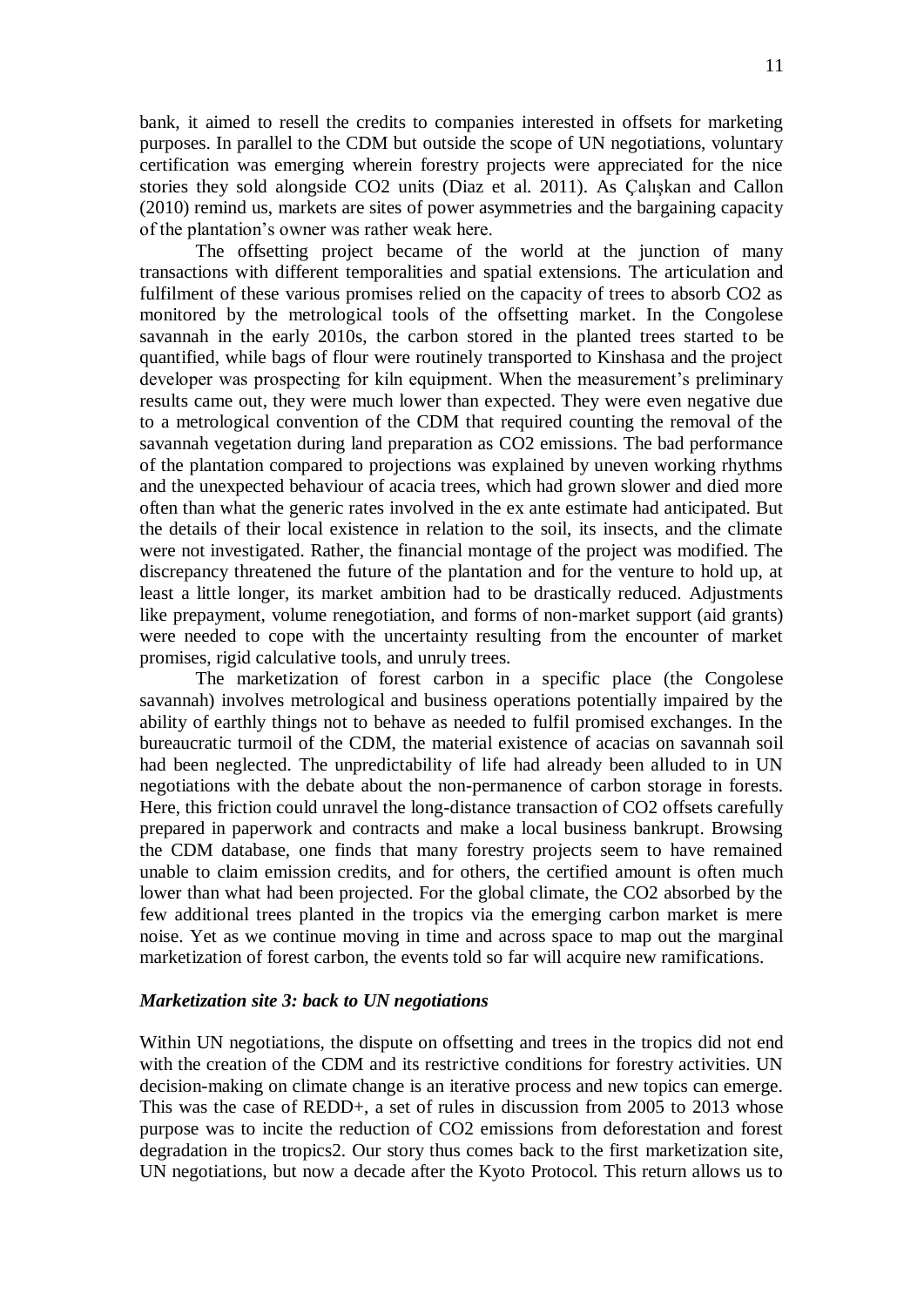bank, it aimed to resell the credits to companies interested in offsets for marketing purposes. In parallel to the CDM but outside the scope of UN negotiations, voluntary certification was emerging wherein forestry projects were appreciated for the nice stories they sold alongside $CO_2$ units (Diaz et al. 2011). As Çalışkan and Callon (2010) remind us, markets are sites of power asymmetries and the bargaining capacity of the plantation's owner was rather weak here.

The offsetting project became of the world at the junction of many transactions with different temporalities and spatial extensions. The articulation and fulfilment of these various promises relied on the capacity of trees to absorb $CO_2$ as monitored by the metrological tools of the offsetting market. In the Congolese savannah in the early 2010s, the carbon stored in the planted trees started to be quantified, while bags of flour were routinely transported to Kinshasa and the project developer was prospecting for kiln equipment. When the measurement's preliminary results came out, they were much lower than expected. They were even negative due to a metrological convention of the CDM that required counting the removal of the savannah vegetation during land preparation as $CO_2$ emissions. The bad performance of the plantation compared to projections was explained by uneven working rhythms and the unexpected behaviour of acacia trees, which had grown slower and died more often than what the generic rates involved in the ex ante estimate had anticipated. But the details of their local existence in relation to the soil, its insects, and the climate were not investigated. Rather, the financial montage of the project was modified. The discrepancy threatened the future of the plantation and for the venture to hold up, at least a little longer, its market ambition had to be drastically reduced. Adjustments like prepayment, volume renegotiation, and forms of non-market support (aid grants) were needed to cope with the uncertainty resulting from the encounter of market promises, rigid calculative tools, and unruly trees.

The marketization of forest carbon in a specific place (the Congolese savannah) involves metrological and business operations potentially impaired by the ability of earthly things not to behave as needed to fulfil promised exchanges. In the bureaucratic turmoil of the CDM, the material existence of acacias on savannah soil had been neglected. The unpredictability of life had already been alluded to in UN negotiations with the debate about the non-permanence of carbon storage in forests. Here, this friction could unravel the long-distance transaction of $CO_2$ offsets carefully prepared in paperwork and contracts and make a local business bankrupt. Browsing the CDM database, one finds that many forestry projects seem to have remained unable to claim emission credits, and for others, the certified amount is often much lower than what had been projected. For the global climate, the $CO_2$ absorbed by the few additional trees planted in the tropics via the emerging carbon market is mere noise. Yet as we continue moving in time and across space to map out the marginal marketization of forest carbon, the events told so far will acquire new ramifications.

### *Marketization site 3: back to UN negotiations*

Within UN negotiations, the dispute on offsetting and trees in the tropics did not end with the creation of the CDM and its restrictive conditions for forestry activities. UN decision-making on climate change is an iterative process and new topics can emerge. This was the case of REDD+, a set of rules in discussion from 2005 to 2013 whose purpose was to incite the reduction of $CO_2$ emissions from deforestation and forest degradation in the tropics[2]. Our story thus comes back to the first marketization site, UN negotiations, but now a decade after the Kyoto Protocol. This return allows us to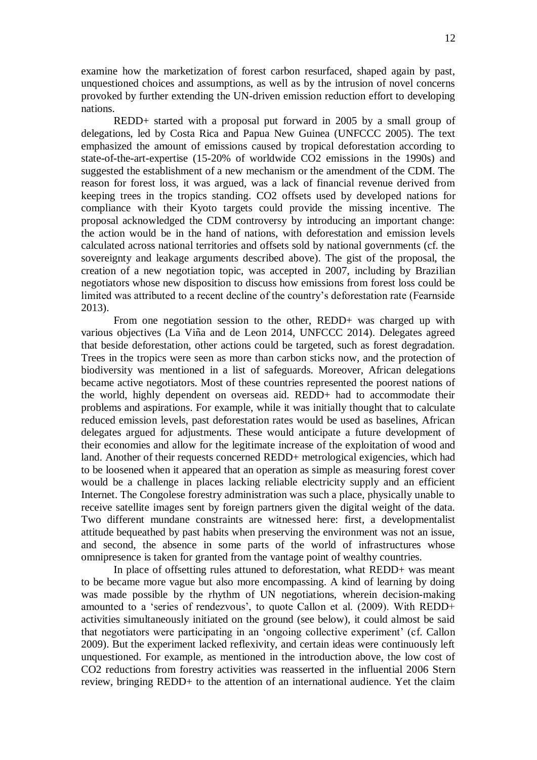examine how the marketization of forest carbon resurfaced, shaped again by past, unquestioned choices and assumptions, as well as by the intrusion of novel concerns provoked by further extending the UN-driven emission reduction effort to developing nations.

REDD+ started with a proposal put forward in 2005 by a small group of delegations, led by Costa Rica and Papua New Guinea (UNFCCC 2005). The text emphasized the amount of emissions caused by tropical deforestation according to state-of-the-art-expertise (15-20% of worldwide $CO_2$ emissions in the 1990s) and suggested the establishment of a new mechanism or the amendment of the CDM. The reason for forest loss, it was argued, was a lack of financial revenue derived from keeping trees in the tropics standing. $CO_2$ offsets used by developed nations for compliance with their Kyoto targets could provide the missing incentive. The proposal acknowledged the CDM controversy by introducing an important change: the action would be in the hand of nations, with deforestation and emission levels calculated across national territories and offsets sold by national governments (cf. the sovereignty and leakage arguments described above). The gist of the proposal, the creation of a new negotiation topic, was accepted in 2007, including by Brazilian negotiators whose new disposition to discuss how emissions from forest loss could be limited was attributed to a recent decline of the country's deforestation rate (Fearnside 2013).

From one negotiation session to the other, REDD+ was charged up with various objectives (La Viña and de Leon 2014, UNFCCC 2014). Delegates agreed that beside deforestation, other actions could be targeted, such as forest degradation. Trees in the tropics were seen as more than carbon sticks now, and the protection of biodiversity was mentioned in a list of safeguards. Moreover, African delegations became active negotiators. Most of these countries represented the poorest nations of the world, highly dependent on overseas aid. REDD+ had to accommodate their problems and aspirations. For example, while it was initially thought that to calculate reduced emission levels, past deforestation rates would be used as baselines, African delegates argued for adjustments. These would anticipate a future development of their economies and allow for the legitimate increase of the exploitation of wood and land. Another of their requests concerned REDD+ metrological exigencies, which had to be loosened when it appeared that an operation as simple as measuring forest cover would be a challenge in places lacking reliable electricity supply and an efficient Internet. The Congolese forestry administration was such a place, physically unable to receive satellite images sent by foreign partners given the digital weight of the data. Two different mundane constraints are witnessed here: first, a developmentalist attitude bequeathed by past habits when preserving the environment was not an issue, and second, the absence in some parts of the world of infrastructures whose omnipresence is taken for granted from the vantage point of wealthy countries.

In place of offsetting rules attuned to deforestation, what REDD+ was meant to be became more vague but also more encompassing. A kind of learning by doing was made possible by the rhythm of UN negotiations, wherein decision-making amounted to a 'series of rendezvous', to quote Callon et al. (2009). With REDD+ activities simultaneously initiated on the ground (see below), it could almost be said that negotiators were participating in an 'ongoing collective experiment' (cf. Callon 2009). But the experiment lacked reflexivity, and certain ideas were continuously left unquestioned. For example, as mentioned in the introduction above, the low cost of $CO_2$ reductions from forestry activities was reasserted in the influential 2006 Stern review, bringing REDD+ to the attention of an international audience. Yet the claim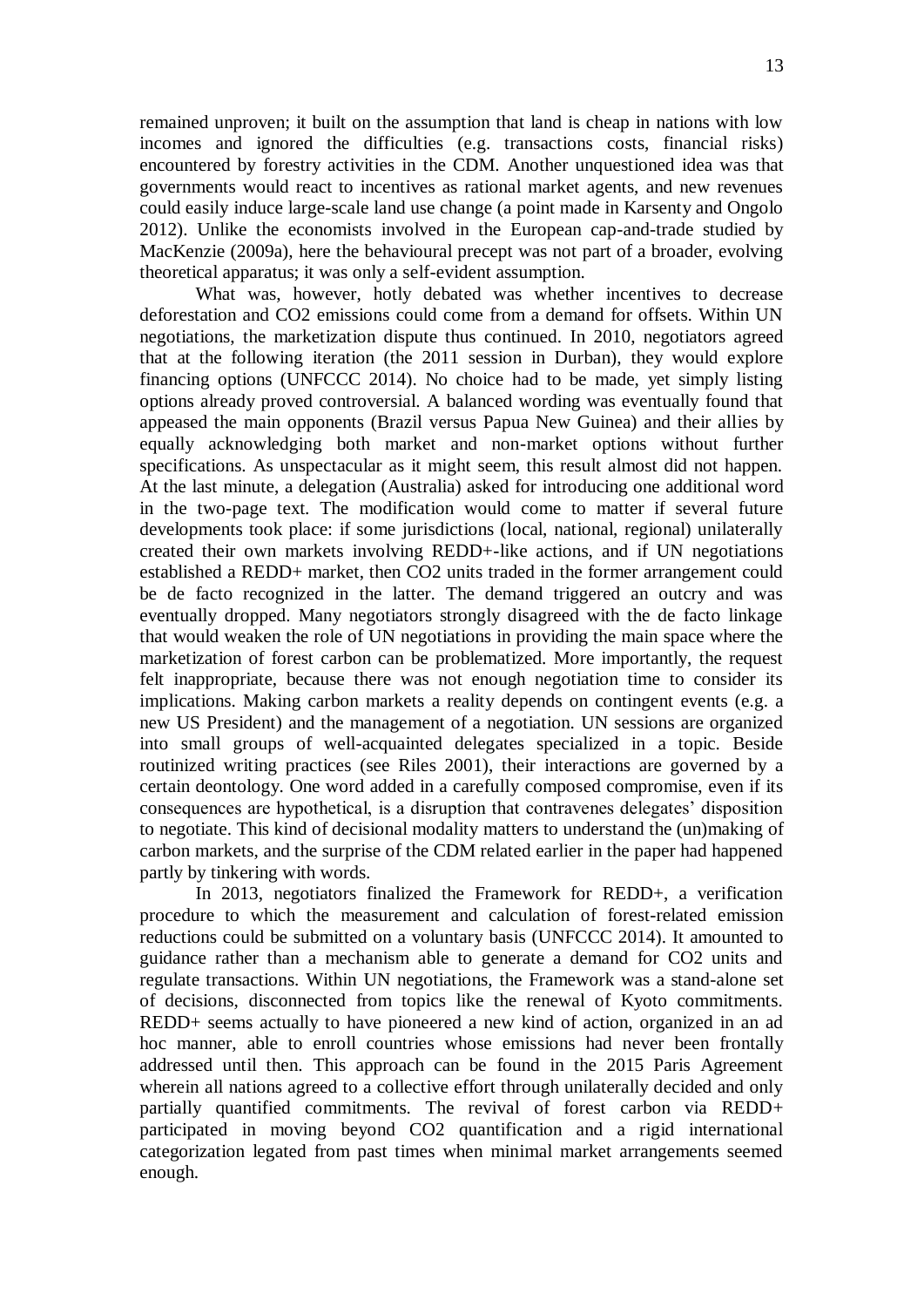remained unproven; it built on the assumption that land is cheap in nations with low incomes and ignored the difficulties (e.g. transactions costs, financial risks) encountered by forestry activities in the CDM. Another unquestioned idea was that governments would react to incentives as rational market agents, and new revenues could easily induce large-scale land use change (a point made in Karsenty and Ongolo 2012). Unlike the economists involved in the European cap-and-trade studied by MacKenzie (2009a), here the behavioural precept was not part of a broader, evolving theoretical apparatus; it was only a self-evident assumption.

What was, however, hotly debated was whether incentives to decrease deforestation and $CO_2$ emissions could come from a demand for offsets. Within UN negotiations, the marketization dispute thus continued. In 2010, negotiators agreed that at the following iteration (the 2011 session in Durban), they would explore financing options (UNFCCC 2014). No choice had to be made, yet simply listing options already proved controversial. A balanced wording was eventually found that appeased the main opponents (Brazil versus Papua New Guinea) and their allies by equally acknowledging both market and non-market options without further specifications. As unspectacular as it might seem, this result almost did not happen. At the last minute, a delegation (Australia) asked for introducing one additional word in the two-page text. The modification would come to matter if several future developments took place: if some jurisdictions (local, national, regional) unilaterally created their own markets involving REDD+-like actions, and if UN negotiations established a REDD+ market, then $CO_2$ units traded in the former arrangement could be de facto recognized in the latter. The demand triggered an outcry and was eventually dropped. Many negotiators strongly disagreed with the de facto linkage that would weaken the role of UN negotiations in providing the main space where the marketization of forest carbon can be problematized. More importantly, the request felt inappropriate, because there was not enough negotiation time to consider its implications. Making carbon markets a reality depends on contingent events (e.g. a new US President) and the management of a negotiation. UN sessions are organized into small groups of well-acquainted delegates specialized in a topic. Beside routinized writing practices (see Riles 2001), their interactions are governed by a certain deontology. One word added in a carefully composed compromise, even if its consequences are hypothetical, is a disruption that contravenes delegates' disposition to negotiate. This kind of decisional modality matters to understand the (un)making of carbon markets, and the surprise of the CDM related earlier in the paper had happened partly by tinkering with words.

In 2013, negotiators finalized the Framework for REDD+, a verification procedure to which the measurement and calculation of forest-related emission reductions could be submitted on a voluntary basis (UNFCCC 2014). It amounted to guidance rather than a mechanism able to generate a demand for $CO_2$ units and regulate transactions. Within UN negotiations, the Framework was a stand-alone set of decisions, disconnected from topics like the renewal of Kyoto commitments. REDD+ seems actually to have pioneered a new kind of action, organized in an ad hoc manner, able to enroll countries whose emissions had never been frontally addressed until then. This approach can be found in the 2015 Paris Agreement wherein all nations agreed to a collective effort through unilaterally decided and only partially quantified commitments. The revival of forest carbon via REDD+ participated in moving beyond $CO_2$ quantification and a rigid international categorization legated from past times when minimal market arrangements seemed enough.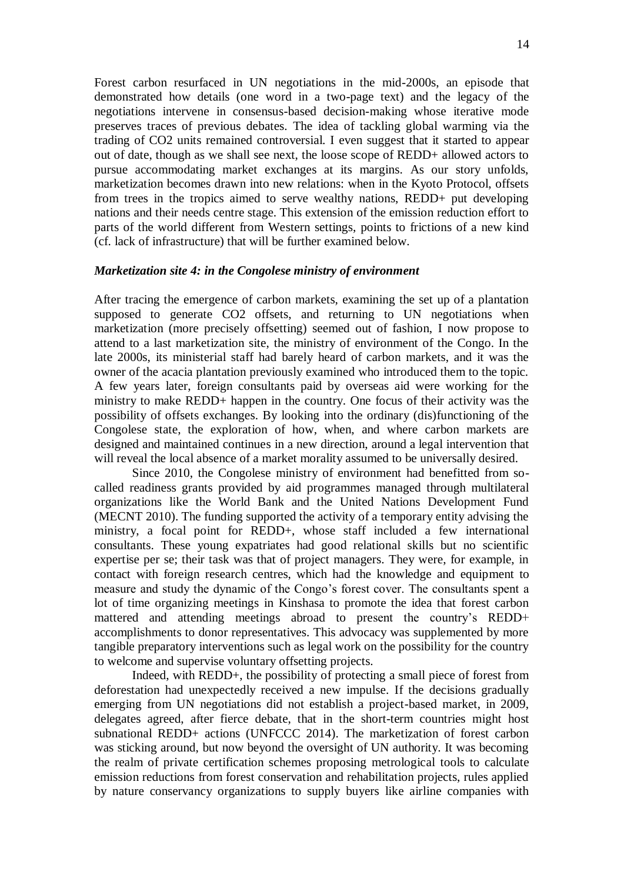Forest carbon resurfaced in UN negotiations in the mid-2000s, an episode that demonstrated how details (one word in a two-page text) and the legacy of the negotiations intervene in consensus-based decision-making whose iterative mode preserves traces of previous debates. The idea of tackling global warming via the trading of $CO_2$ units remained controversial. I even suggest that it started to appear out of date, though as we shall see next, the loose scope of REDD+ allowed actors to pursue accommodating market exchanges at its margins. As our story unfolds, marketization becomes drawn into new relations: when in the Kyoto Protocol, offsets from trees in the tropics aimed to serve wealthy nations, REDD+ put developing nations and their needs centre stage. This extension of the emission reduction effort to parts of the world different from Western settings, points to frictions of a new kind (cf. lack of infrastructure) that will be further examined below.

### *Marketization site 4: in the Congolese ministry of environment*

After tracing the emergence of carbon markets, examining the set up of a plantation supposed to generate $CO_2$ offsets, and returning to UN negotiations when marketization (more precisely offsetting) seemed out of fashion, I now propose to attend to a last marketization site, the ministry of environment of the Congo. In the late 2000s, its ministerial staff had barely heard of carbon markets, and it was the owner of the acacia plantation previously examined who introduced them to the topic. A few years later, foreign consultants paid by overseas aid were working for the ministry to make REDD+ happen in the country. One focus of their activity was the possibility of offsets exchanges. By looking into the ordinary (dis)functioning of the Congolese state, the exploration of how, when, and where carbon markets are designed and maintained continues in a new direction, around a legal intervention that will reveal the local absence of a market morality assumed to be universally desired.

Since 2010, the Congolese ministry of environment had benefitted from so-called readiness grants provided by aid programmes managed through multilateral organizations like the World Bank and the United Nations Development Fund (MECNT 2010). The funding supported the activity of a temporary entity advising the ministry, a focal point for REDD+, whose staff included a few international consultants. These young expatriates had good relational skills but no scientific expertise per se; their task was that of project managers. They were, for example, in contact with foreign research centres, which had the knowledge and equipment to measure and study the dynamic of the Congo's forest cover. The consultants spent a lot of time organizing meetings in Kinshasa to promote the idea that forest carbon mattered and attending meetings abroad to present the country's REDD+ accomplishments to donor representatives. This advocacy was supplemented by more tangible preparatory interventions such as legal work on the possibility for the country to welcome and supervise voluntary offsetting projects.

Indeed, with REDD+, the possibility of protecting a small piece of forest from deforestation had unexpectedly received a new impulse. If the decisions gradually emerging from UN negotiations did not establish a project-based market, in 2009, delegates agreed, after fierce debate, that in the short-term countries might host subnational REDD+ actions (UNFCCC 2014). The marketization of forest carbon was sticking around, but now beyond the oversight of UN authority. It was becoming the realm of private certification schemes proposing metrological tools to calculate emission reductions from forest conservation and rehabilitation projects, rules applied by nature conservancy organizations to supply buyers like airline companies with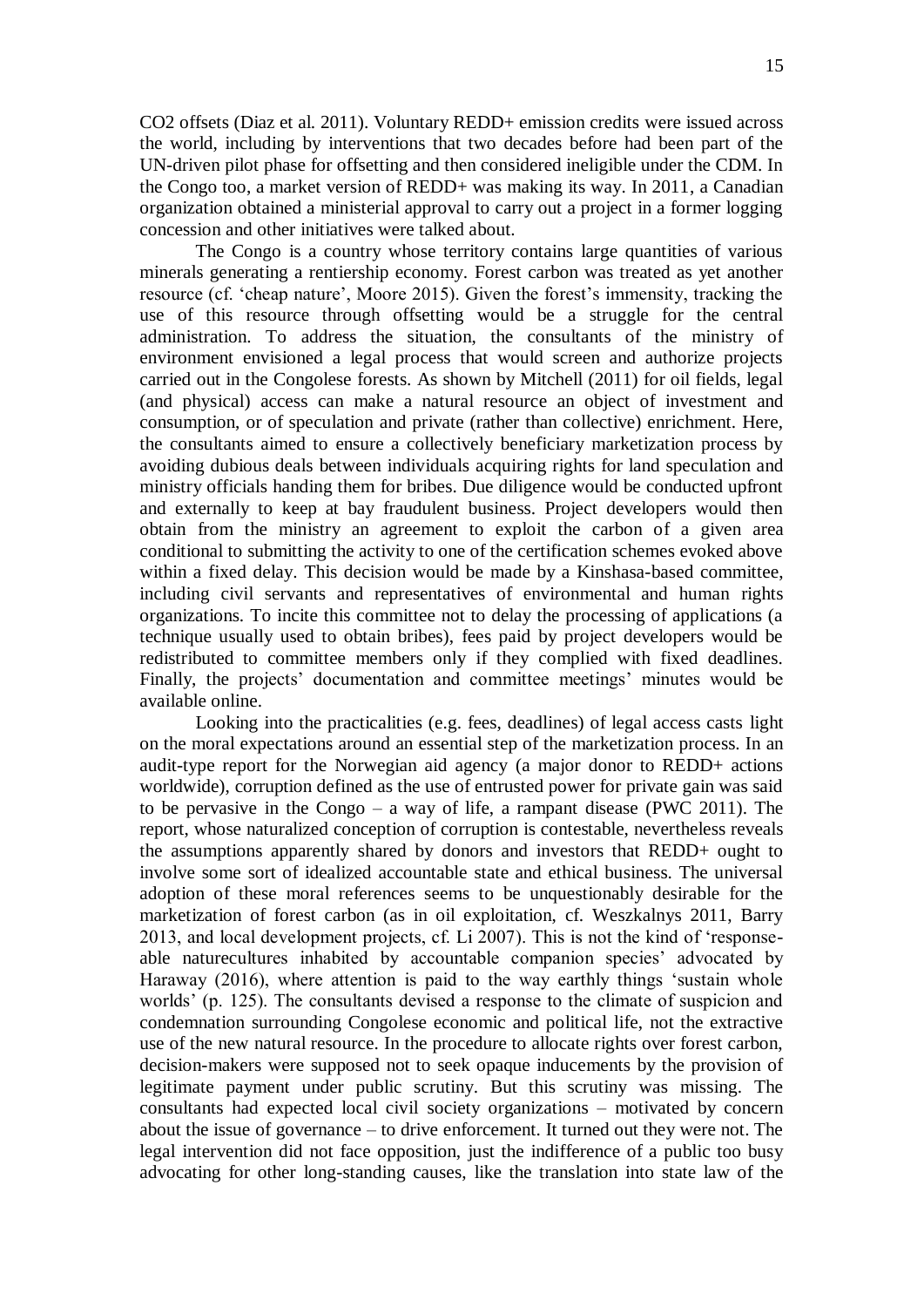$CO_2$ offsets (Diaz et al. 2011). Voluntary REDD+ emission credits were issued across the world, including by interventions that two decades before had been part of the UN-driven pilot phase for offsetting and then considered ineligible under the CDM. In the Congo too, a market version of REDD+ was making its way. In 2011, a Canadian organization obtained a ministerial approval to carry out a project in a former logging concession and other initiatives were talked about.

The Congo is a country whose territory contains large quantities of various minerals generating a rentiership economy. Forest carbon was treated as yet another resource (cf. 'cheap nature', Moore 2015). Given the forest's immensity, tracking the use of this resource through offsetting would be a struggle for the central administration. To address the situation, the consultants of the ministry of environment envisioned a legal process that would screen and authorize projects carried out in the Congolese forests. As shown by Mitchell (2011) for oil fields, legal (and physical) access can make a natural resource an object of investment and consumption, or of speculation and private (rather than collective) enrichment. Here, the consultants aimed to ensure a collectively beneficiary marketization process by avoiding dubious deals between individuals acquiring rights for land speculation and ministry officials handing them for bribes. Due diligence would be conducted upfront and externally to keep at bay fraudulent business. Project developers would then obtain from the ministry an agreement to exploit the carbon of a given area conditional to submitting the activity to one of the certification schemes evoked above within a fixed delay. This decision would be made by a Kinshasa-based committee, including civil servants and representatives of environmental and human rights organizations. To incite this committee not to delay the processing of applications (a technique usually used to obtain bribes), fees paid by project developers would be redistributed to committee members only if they complied with fixed deadlines. Finally, the projects' documentation and committee meetings' minutes would be available online.

Looking into the practicalities (e.g. fees, deadlines) of legal access casts light on the moral expectations around an essential step of the marketization process. In an audit-type report for the Norwegian aid agency (a major donor to REDD+ actions worldwide), corruption defined as the use of entrusted power for private gain was said to be pervasive in the Congo – a way of life, a rampant disease (PWC 2011). The report, whose naturalized conception of corruption is contestable, nevertheless reveals the assumptions apparently shared by donors and investors that REDD+ ought to involve some sort of idealized accountable state and ethical business. The universal adoption of these moral references seems to be unquestionably desirable for the marketization of forest carbon (as in oil exploitation, cf. Weszkalnys 2011, Barry 2013, and local development projects, cf. Li 2007). This is not the kind of 'response-able naturecultures inhabited by accountable companion species' advocated by Haraway (2016), where attention is paid to the way earthly things 'sustain whole worlds' (p. 125). The consultants devised a response to the climate of suspicion and condemnation surrounding Congolese economic and political life, not the extractive use of the new natural resource. In the procedure to allocate rights over forest carbon, decision-makers were supposed not to seek opaque inducements by the provision of legitimate payment under public scrutiny. But this scrutiny was missing. The consultants had expected local civil society organizations – motivated by concern about the issue of governance – to drive enforcement. It turned out they were not. The legal intervention did not face opposition, just the indifference of a public too busy advocating for other long-standing causes, like the translation into state law of the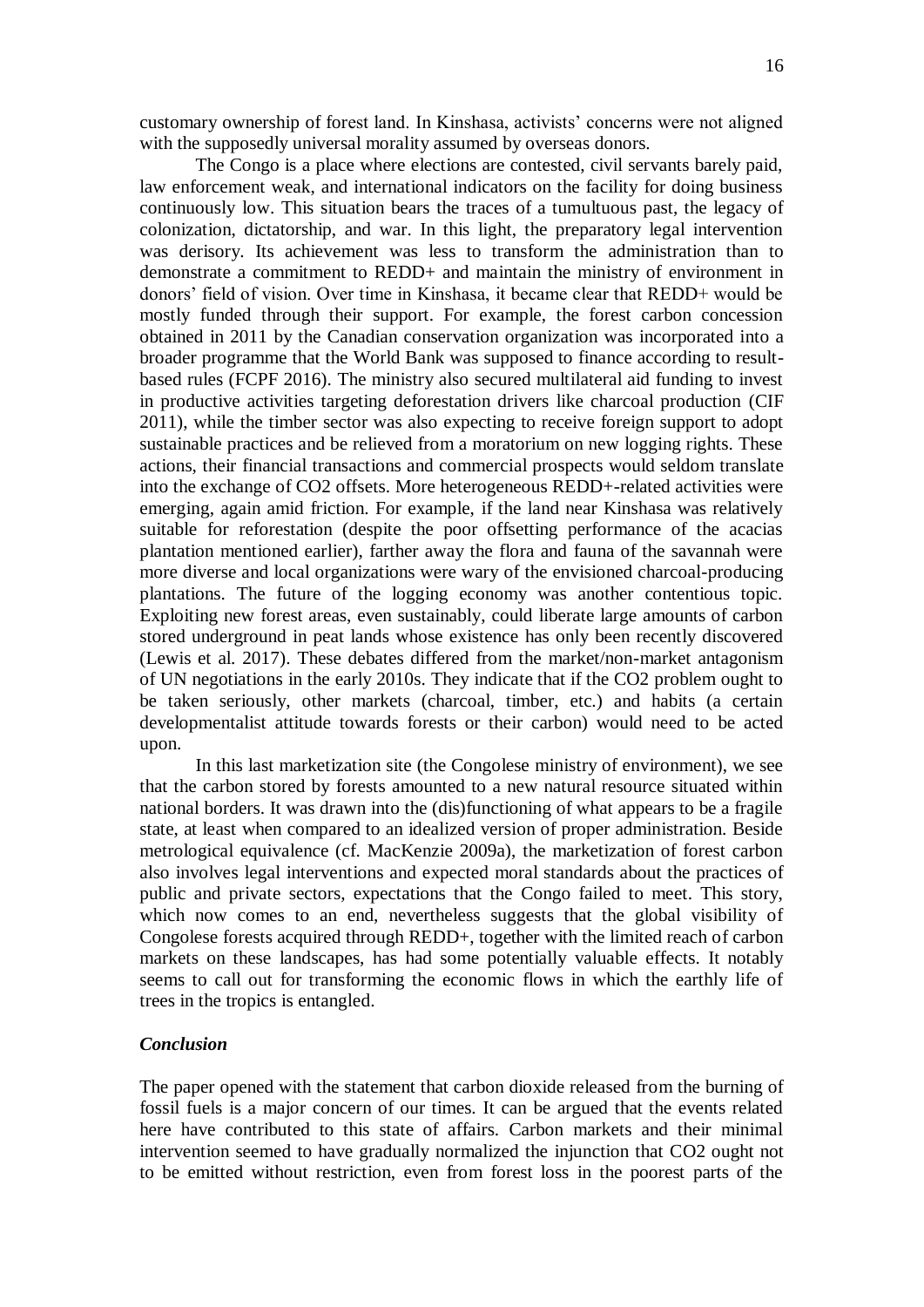customary ownership of forest land. In Kinshasa, activists' concerns were not aligned with the supposedly universal morality assumed by overseas donors.

The Congo is a place where elections are contested, civil servants barely paid, law enforcement weak, and international indicators on the facility for doing business continuously low. This situation bears the traces of a tumultuous past, the legacy of colonization, dictatorship, and war. In this light, the preparatory legal intervention was derisory. Its achievement was less to transform the administration than to demonstrate a commitment to REDD+ and maintain the ministry of environment in donors' field of vision. Over time in Kinshasa, it became clear that REDD+ would be mostly funded through their support. For example, the forest carbon concession obtained in 2011 by the Canadian conservation organization was incorporated into a broader programme that the World Bank was supposed to finance according to result-based rules (FCPF 2016). The ministry also secured multilateral aid funding to invest in productive activities targeting deforestation drivers like charcoal production (CIF 2011), while the timber sector was also expecting to receive foreign support to adopt sustainable practices and be relieved from a moratorium on new logging rights. These actions, their financial transactions and commercial prospects would seldom translate into the exchange of $CO_2$ offsets. More heterogeneous REDD+-related activities were emerging, again amid friction. For example, if the land near Kinshasa was relatively suitable for reforestation (despite the poor offsetting performance of the acacias plantation mentioned earlier), farther away the flora and fauna of the savannah were more diverse and local organizations were wary of the envisioned charcoal-producing plantations. The future of the logging economy was another contentious topic. Exploiting new forest areas, even sustainably, could liberate large amounts of carbon stored underground in peat lands whose existence has only been recently discovered (Lewis et al. 2017). These debates differed from the market/non-market antagonism of UN negotiations in the early 2010s. They indicate that if the $CO_2$ problem ought to be taken seriously, other markets (charcoal, timber, etc.) and habits (a certain developmentalist attitude towards forests or their carbon) would need to be acted upon.

In this last marketization site (the Congolese ministry of environment), we see that the carbon stored by forests amounted to a new natural resource situated within national borders. It was drawn into the (dis)functioning of what appears to be a fragile state, at least when compared to an idealized version of proper administration. Beside metrological equivalence (cf. MacKenzie 2009a), the marketization of forest carbon also involves legal interventions and expected moral standards about the practices of public and private sectors, expectations that the Congo failed to meet. This story, which now comes to an end, nevertheless suggests that the global visibility of Congolese forests acquired through REDD+, together with the limited reach of carbon markets on these landscapes, has had some potentially valuable effects. It notably seems to call out for transforming the economic flows in which the earthly life of trees in the tropics is entangled.

### *Conclusion*

The paper opened with the statement that carbon dioxide released from the burning of fossil fuels is a major concern of our times. It can be argued that the events related here have contributed to this state of affairs. Carbon markets and their minimal intervention seemed to have gradually normalized the injunction that $CO_2$ ought not to be emitted without restriction, even from forest loss in the poorest parts of the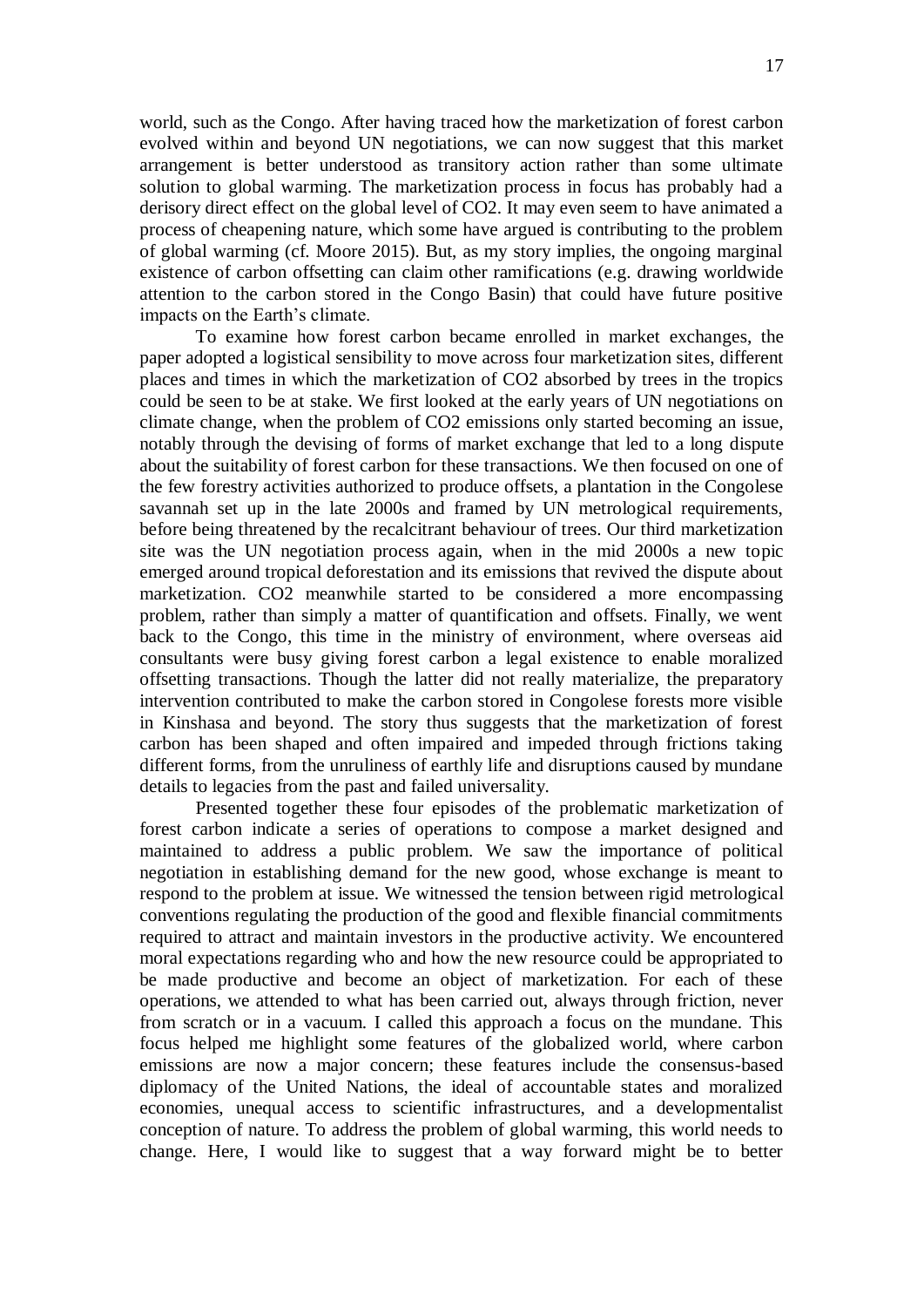world, such as the Congo. After having traced how the marketization of forest carbon evolved within and beyond UN negotiations, we can now suggest that this market arrangement is better understood as transitory action rather than some ultimate solution to global warming. The marketization process in focus has probably had a derisory direct effect on the global level of $CO_2$. It may even seem to have animated a process of cheapening nature, which some have argued is contributing to the problem of global warming (cf. Moore 2015). But, as my story implies, the ongoing marginal existence of carbon offsetting can claim other ramifications (e.g. drawing worldwide attention to the carbon stored in the Congo Basin) that could have future positive impacts on the Earth's climate.

To examine how forest carbon became enrolled in market exchanges, the paper adopted a logistical sensibility to move across four marketization sites, different places and times in which the marketization of $CO_2$ absorbed by trees in the tropics could be seen to be at stake. We first looked at the early years of UN negotiations on climate change, when the problem of $CO_2$ emissions only started becoming an issue, notably through the devising of forms of market exchange that led to a long dispute about the suitability of forest carbon for these transactions. We then focused on one of the few forestry activities authorized to produce offsets, a plantation in the Congolese savannah set up in the late 2000s and framed by UN metrological requirements, before being threatened by the recalcitrant behaviour of trees. Our third marketization site was the UN negotiation process again, when in the mid 2000s a new topic emerged around tropical deforestation and its emissions that revived the dispute about marketization. $CO_2$ meanwhile started to be considered a more encompassing problem, rather than simply a matter of quantification and offsets. Finally, we went back to the Congo, this time in the ministry of environment, where overseas aid consultants were busy giving forest carbon a legal existence to enable moralized offsetting transactions. Though the latter did not really materialize, the preparatory intervention contributed to make the carbon stored in Congolese forests more visible in Kinshasa and beyond. The story thus suggests that the marketization of forest carbon has been shaped and often impaired and impeded through frictions taking different forms, from the unruliness of earthly life and disruptions caused by mundane details to legacies from the past and failed universality.

Presented together these four episodes of the problematic marketization of forest carbon indicate a series of operations to compose a market designed and maintained to address a public problem. We saw the importance of political negotiation in establishing demand for the new good, whose exchange is meant to respond to the problem at issue. We witnessed the tension between rigid metrological conventions regulating the production of the good and flexible financial commitments required to attract and maintain investors in the productive activity. We encountered moral expectations regarding who and how the new resource could be appropriated to be made productive and become an object of marketization. For each of these operations, we attended to what has been carried out, always through friction, never from scratch or in a vacuum. I called this approach a focus on the mundane. This focus helped me highlight some features of the globalized world, where carbon emissions are now a major concern; these features include the consensus-based diplomacy of the United Nations, the ideal of accountable states and moralized economies, unequal access to scientific infrastructures, and a developmentalist conception of nature. To address the problem of global warming, this world needs to change. Here, I would like to suggest that a way forward might be to better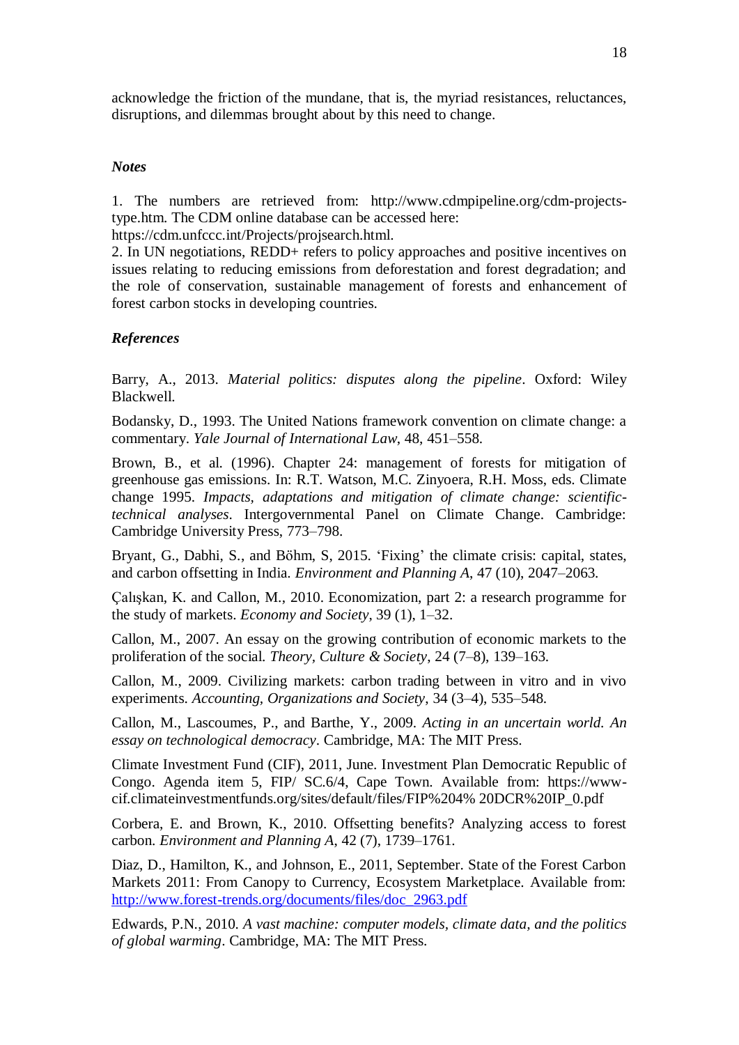acknowledge the friction of the mundane, that is, the myriad resistances, reluctances, disruptions, and dilemmas brought about by this need to change.

### *Notes*

1. The numbers are retrieved from: http://www.cdmpipeline.org/cdm-projects-type.htm. The CDM online database can be accessed here: https://cdm.unfccc.int/Projects/projsearch.html.
2. In UN negotiations, REDD+ refers to policy approaches and positive incentives on issues relating to reducing emissions from deforestation and forest degradation; and the role of conservation, sustainable management of forests and enhancement of forest carbon stocks in developing countries.

### *References*

Barry, A., 2013. *Material politics: disputes along the pipeline*. Oxford: Wiley Blackwell.

Bodansky, D., 1993. The United Nations framework convention on climate change: a commentary. *Yale Journal of International Law*, 48, 451–558.

Brown, B., et al. (1996). Chapter 24: management of forests for mitigation of greenhouse gas emissions. In: R.T. Watson, M.C. Zinyoera, R.H. Moss, eds. Climate change 1995. *Impacts, adaptations and mitigation of climate change: scientific-technical analyses*. Intergovernmental Panel on Climate Change. Cambridge: Cambridge University Press, 773–798.

Bryant, G., Dabhi, S., and Böhm, S, 2015. 'Fixing' the climate crisis: capital, states, and carbon offsetting in India. *Environment and Planning A*, 47 (10), 2047–2063.

Çalışkan, K. and Callon, M., 2010. Economization, part 2: a research programme for the study of markets. *Economy and Society*, 39 (1), 1–32.

Callon, M., 2007. An essay on the growing contribution of economic markets to the proliferation of the social. *Theory, Culture & Society*, 24 (7–8), 139–163.

Callon, M., 2009. Civilizing markets: carbon trading between in vitro and in vivo experiments. *Accounting, Organizations and Society*, 34 (3–4), 535–548.

Callon, M., Lascoumes, P., and Barthe, Y., 2009. *Acting in an uncertain world. An essay on technological democracy*. Cambridge, MA: The MIT Press.

Climate Investment Fund (CIF), 2011, June. Investment Plan Democratic Republic of Congo. Agenda item 5, FIP/ SC.6/4, Cape Town. Available from: https://www-cif.climateinvestmentfunds.org/sites/default/files/FIP%204% 20DCR%20IP_0.pdf

Corbera, E. and Brown, K., 2010. Offsetting benefits? Analyzing access to forest carbon. *Environment and Planning A*, 42 (7), 1739–1761.

Diaz, D., Hamilton, K., and Johnson, E., 2011, September. State of the Forest Carbon Markets 2011: From Canopy to Currency, Ecosystem Marketplace. Available from: http://www.forest-trends.org/documents/files/doc_2963.pdf

Edwards, P.N., 2010. *A vast machine: computer models, climate data, and the politics of global warming*. Cambridge, MA: The MIT Press.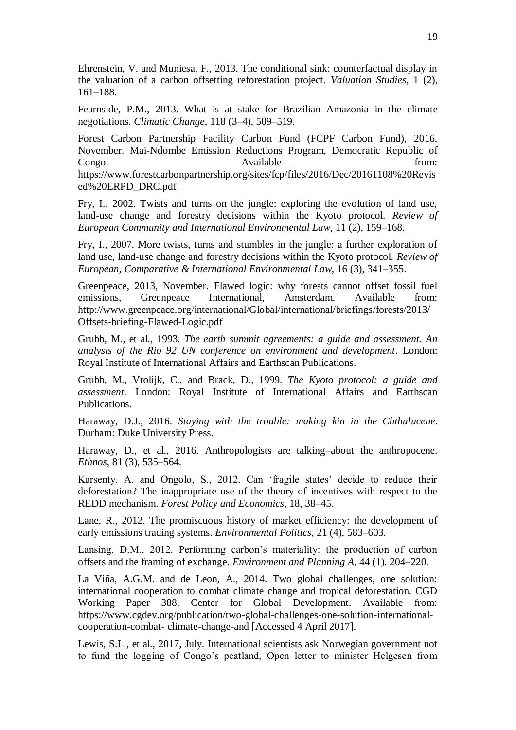Ehrenstein, V. and Muniesa, F., 2013. The conditional sink: counterfactual display in the valuation of a carbon offsetting reforestation project. *Valuation Studies*, 1 (2), 161–188.

Fearnside, P.M., 2013. What is at stake for Brazilian Amazonia in the climate negotiations. *Climatic Change*, 118 (3–4), 509–519.

Forest Carbon Partnership Facility Carbon Fund (FCPF Carbon Fund), 2016, November. Mai-Ndombe Emission Reductions Program, Democratic Republic of Congo. Available from: https://www.forestcarbonpartnership.org/sites/fcp/files/2016/Dec/20161108%20Revised%20ERPD_DRC.pdf

Fry, I., 2002. Twists and turns on the jungle: exploring the evolution of land use, land-use change and forestry decisions within the Kyoto protocol. *Review of European Community and International Environmental Law*, 11 (2), 159–168.

Fry, I., 2007. More twists, turns and stumbles in the jungle: a further exploration of land use, land-use change and forestry decisions within the Kyoto protocol. *Review of European, Comparative & International Environmental Law*, 16 (3), 341–355.

Greenpeace, 2013, November. Flawed logic: why forests cannot offset fossil fuel emissions, Greenpeace International, Amsterdam. Available from: http://www.greenpeace.org/international/Global/international/briefings/forests/2013/Offsets-briefing-Flawed-Logic.pdf

Grubb, M., et al., 1993. *The earth summit agreements: a guide and assessment. An analysis of the Rio 92 UN conference on environment and development*. London: Royal Institute of International Affairs and Earthscan Publications.

Grubb, M., Vrolijk, C., and Brack, D., 1999. *The Kyoto protocol: a guide and assessment*. London: Royal Institute of International Affairs and Earthscan Publications.

Haraway, D.J., 2016. *Staying with the trouble: making kin in the Chthulucene*. Durham: Duke University Press.

Haraway, D., et al., 2016. Anthropologists are talking–about the anthropocene. *Ethnos*, 81 (3), 535–564.

Karsenty, A. and Ongolo, S., 2012. Can 'fragile states' decide to reduce their deforestation? The inappropriate use of the theory of incentives with respect to the REDD mechanism. *Forest Policy and Economics*, 18, 38–45.

Lane, R., 2012. The promiscuous history of market efficiency: the development of early emissions trading systems. *Environmental Politics*, 21 (4), 583–603.

Lansing, D.M., 2012. Performing carbon's materiality: the production of carbon offsets and the framing of exchange. *Environment and Planning A*, 44 (1), 204–220.

La Viña, A.G.M. and de Leon, A., 2014. Two global challenges, one solution: international cooperation to combat climate change and tropical deforestation. CGD Working Paper 388, Center for Global Development. Available from: https://www.cgdev.org/publication/two-global-challenges-one-solution-international-cooperation-combat- climate-change-and [Accessed 4 April 2017].

Lewis, S.L., et al., 2017, July. International scientists ask Norwegian government not to fund the logging of Congo's peatland, Open letter to minister Helgesen from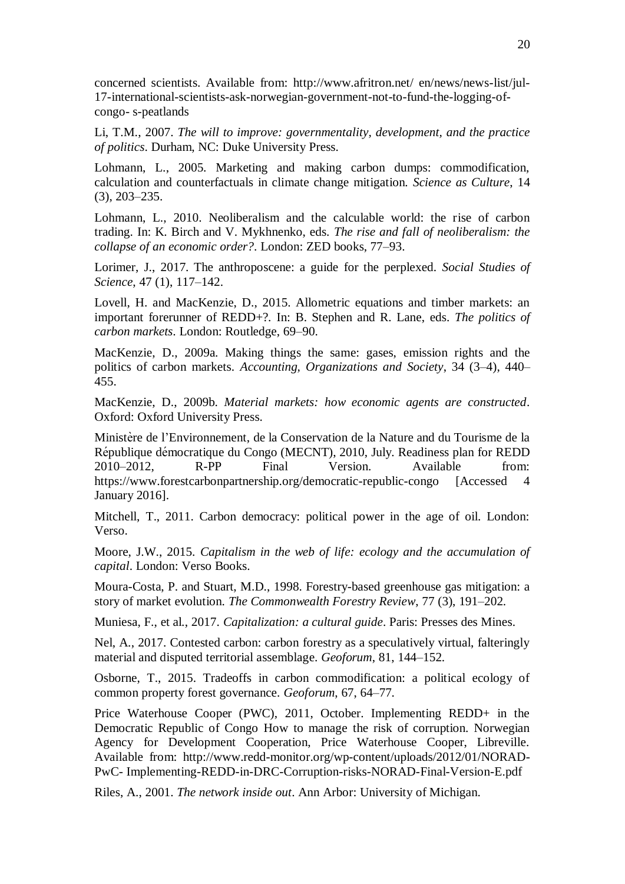concerned scientists. Available from: http://www.afritron.net/ en/news/news-list/jul-17-international-scientists-ask-norwegian-government-not-to-fund-the-logging-of-congo- s-peatlands

Li, T.M., 2007. *The will to improve: governmentality, development, and the practice of politics*. Durham, NC: Duke University Press.

Lohmann, L., 2005. Marketing and making carbon dumps: commodification, calculation and counterfactuals in climate change mitigation. *Science as Culture*, 14 (3), 203–235.

Lohmann, L., 2010. Neoliberalism and the calculable world: the rise of carbon trading. In: K. Birch and V. Mykhnenko, eds. *The rise and fall of neoliberalism: the collapse of an economic order?*. London: ZED books, 77–93.

Lorimer, J., 2017. The anthroposcene: a guide for the perplexed. *Social Studies of Science*, 47 (1), 117–142.

Lovell, H. and MacKenzie, D., 2015. Allometric equations and timber markets: an important forerunner of REDD+?. In: B. Stephen and R. Lane, eds. *The politics of carbon markets*. London: Routledge, 69–90.

MacKenzie, D., 2009a. Making things the same: gases, emission rights and the politics of carbon markets. *Accounting, Organizations and Society*, 34 (3–4), 440–455.

MacKenzie, D., 2009b. *Material markets: how economic agents are constructed*. Oxford: Oxford University Press.

Ministère de l'Environnement, de la Conservation de la Nature and du Tourisme de la République démocratique du Congo (MECNT), 2010, July. Readiness plan for REDD 2010–2012, R-PP Final Version. Available from: https://www.forestcarbonpartnership.org/democratic-republic-congo [Accessed 4 January 2016].

Mitchell, T., 2011. Carbon democracy: political power in the age of oil. London: Verso.

Moore, J.W., 2015. *Capitalism in the web of life: ecology and the accumulation of capital*. London: Verso Books.

Moura-Costa, P. and Stuart, M.D., 1998. Forestry-based greenhouse gas mitigation: a story of market evolution. *The Commonwealth Forestry Review*, 77 (3), 191–202.

Muniesa, F., et al., 2017. *Capitalization: a cultural guide*. Paris: Presses des Mines.

Nel, A., 2017. Contested carbon: carbon forestry as a speculatively virtual, falteringly material and disputed territorial assemblage. *Geoforum*, 81, 144–152.

Osborne, T., 2015. Tradeoffs in carbon commodification: a political ecology of common property forest governance. *Geoforum*, 67, 64–77.

Price Waterhouse Cooper (PWC), 2011, October. Implementing REDD+ in the Democratic Republic of Congo How to manage the risk of corruption. Norwegian Agency for Development Cooperation, Price Waterhouse Cooper, Libreville. Available from: http://www.redd-monitor.org/wp-content/uploads/2012/01/NORAD-PwC- Implementing-REDD-in-DRC-Corruption-risks-NORAD-Final-Version-E.pdf

Riles, A., 2001. *The network inside out*. Ann Arbor: University of Michigan.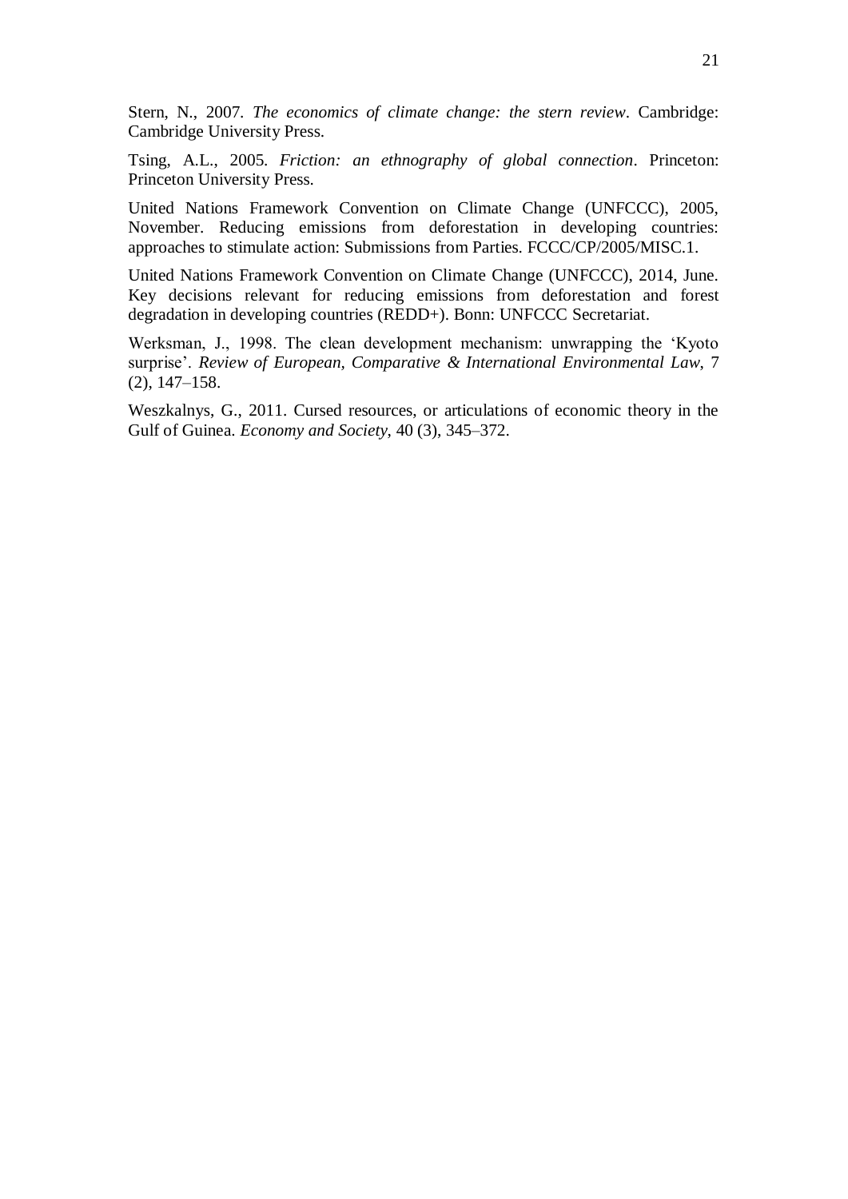Stern, N., 2007. *The economics of climate change: the stern review*. Cambridge: Cambridge University Press.

Tsing, A.L., 2005. *Friction: an ethnography of global connection*. Princeton: Princeton University Press.

United Nations Framework Convention on Climate Change (UNFCCC), 2005, November. Reducing emissions from deforestation in developing countries: approaches to stimulate action: Submissions from Parties. FCCC/CP/2005/MISC.1.

United Nations Framework Convention on Climate Change (UNFCCC), 2014, June. Key decisions relevant for reducing emissions from deforestation and forest degradation in developing countries (REDD+). Bonn: UNFCCC Secretariat.

Werksman, J., 1998. The clean development mechanism: unwrapping the 'Kyoto surprise'. *Review of European, Comparative & International Environmental Law*, 7 (2), 147–158.

Weszkalnys, G., 2011. Cursed resources, or articulations of economic theory in the Gulf of Guinea. *Economy and Society*, 40 (3), 345–372.